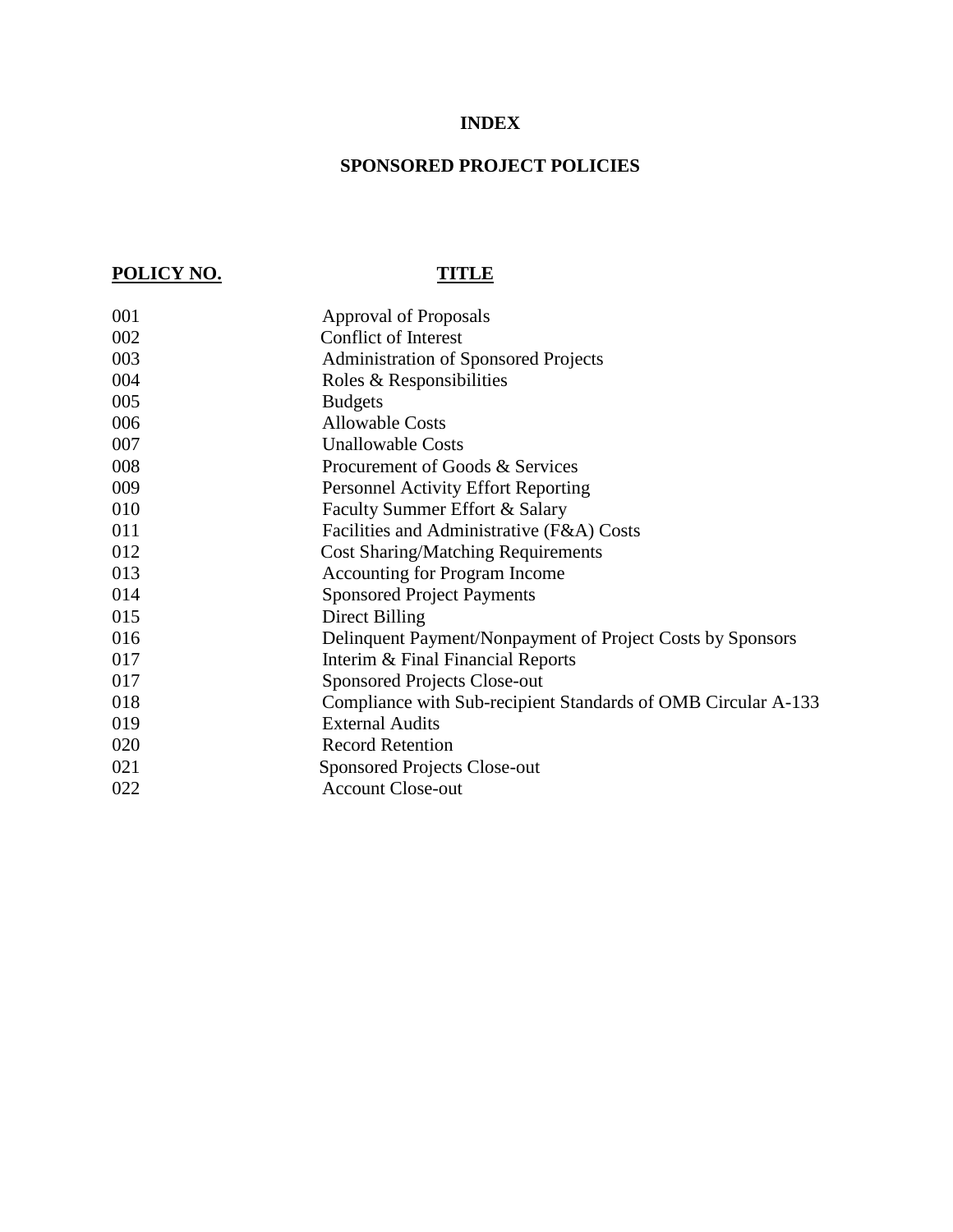# INDEX

## SPONSORED PROJECT POLICIES

| POLICY NO. | TITLE |
| --- | --- |
| 001 | Approval of Proposals |
| 002 | Conflict of Interest |
| 003 | Administration of Sponsored Projects |
| 004 | Roles & Responsibilities |
| 005 | Budgets |
| 006 | Allowable Costs |
| 007 | Unallowable Costs |
| 008 | Procurement of Goods & Services |
| 009 | Personnel Activity Effort Reporting |
| 010 | Faculty Summer Effort & Salary |
| 011 | Facilities and Administrative (F&A) Costs |
| 012 | Cost Sharing/Matching Requirements |
| 013 | Accounting for Program Income |
| 014 | Sponsored Project Payments |
| 015 | Direct Billing |
| 016 | Delinquent Payment/Nonpayment of Project Costs by Sponsors |
| 017 | Interim & Final Financial Reports |
| 017 | Sponsored Projects Close-out |
| 018 | Compliance with Sub-recipient Standards of OMB Circular A-133 |
| 019 | External Audits |
| 020 | Record Retention |
| 021 | Sponsored Projects Close-out |
| 022 | Account Close-out |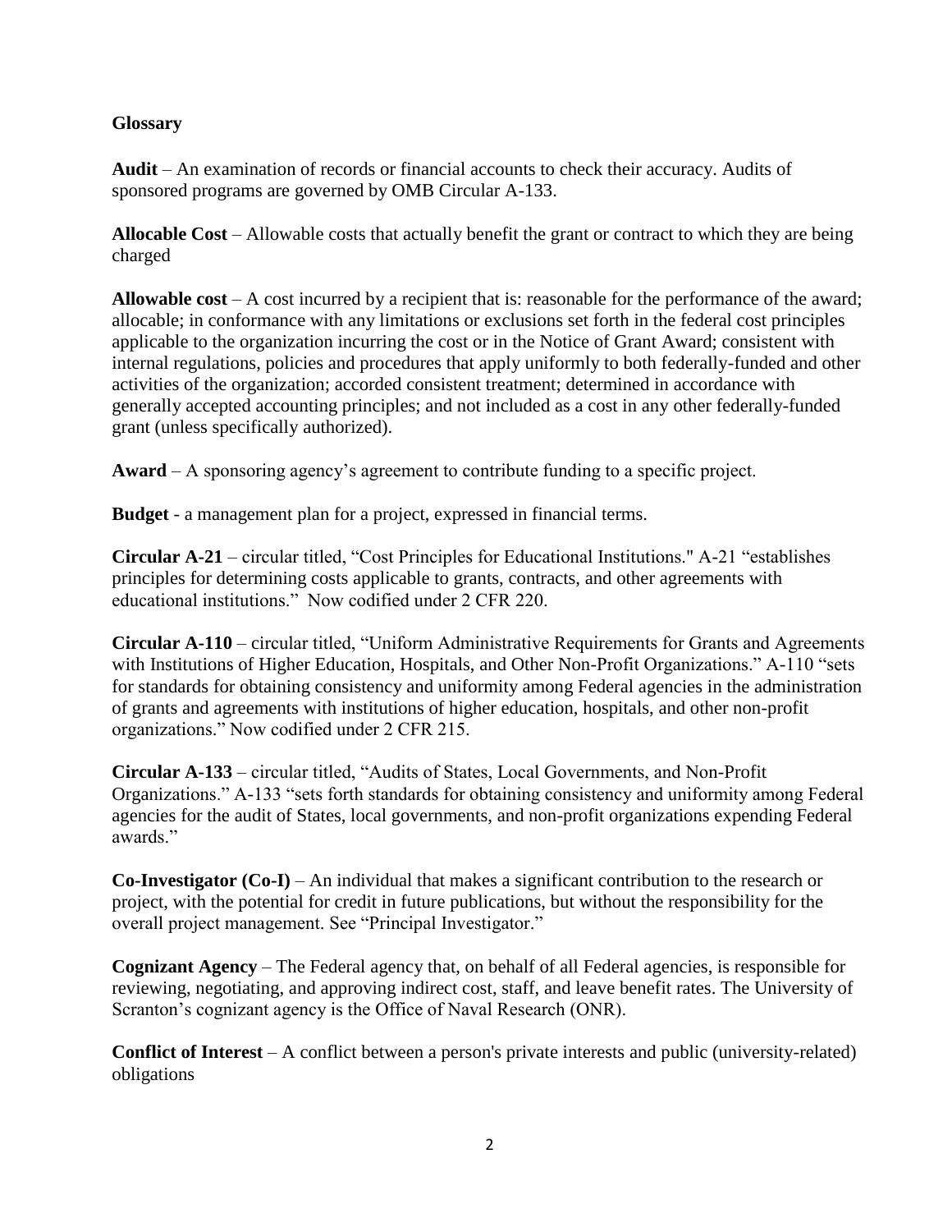**Glossary**

**Audit** – An examination of records or financial accounts to check their accuracy. Audits of sponsored programs are governed by OMB Circular A-133.

**Allocable Cost** – Allowable costs that actually benefit the grant or contract to which they are being charged

**Allowable cost** – A cost incurred by a recipient that is: reasonable for the performance of the award; allocable; in conformance with any limitations or exclusions set forth in the federal cost principles applicable to the organization incurring the cost or in the Notice of Grant Award; consistent with internal regulations, policies and procedures that apply uniformly to both federally-funded and other activities of the organization; accorded consistent treatment; determined in accordance with generally accepted accounting principles; and not included as a cost in any other federally-funded grant (unless specifically authorized).

**Award** – A sponsoring agency's agreement to contribute funding to a specific project.

**Budget** - a management plan for a project, expressed in financial terms.

**Circular A-21** – circular titled, "Cost Principles for Educational Institutions." A-21 "establishes principles for determining costs applicable to grants, contracts, and other agreements with educational institutions." Now codified under 2 CFR 220.

**Circular A-110** – circular titled, "Uniform Administrative Requirements for Grants and Agreements with Institutions of Higher Education, Hospitals, and Other Non-Profit Organizations." A-110 "sets for standards for obtaining consistency and uniformity among Federal agencies in the administration of grants and agreements with institutions of higher education, hospitals, and other non-profit organizations." Now codified under 2 CFR 215.

**Circular A-133** – circular titled, "Audits of States, Local Governments, and Non-Profit Organizations." A-133 "sets forth standards for obtaining consistency and uniformity among Federal agencies for the audit of States, local governments, and non-profit organizations expending Federal awards."

**Co-Investigator (Co-I)** – An individual that makes a significant contribution to the research or project, with the potential for credit in future publications, but without the responsibility for the overall project management. See "Principal Investigator."

**Cognizant Agency** – The Federal agency that, on behalf of all Federal agencies, is responsible for reviewing, negotiating, and approving indirect cost, staff, and leave benefit rates. The University of Scranton's cognizant agency is the Office of Naval Research (ONR).

**Conflict of Interest** – A conflict between a person's private interests and public (university-related) obligations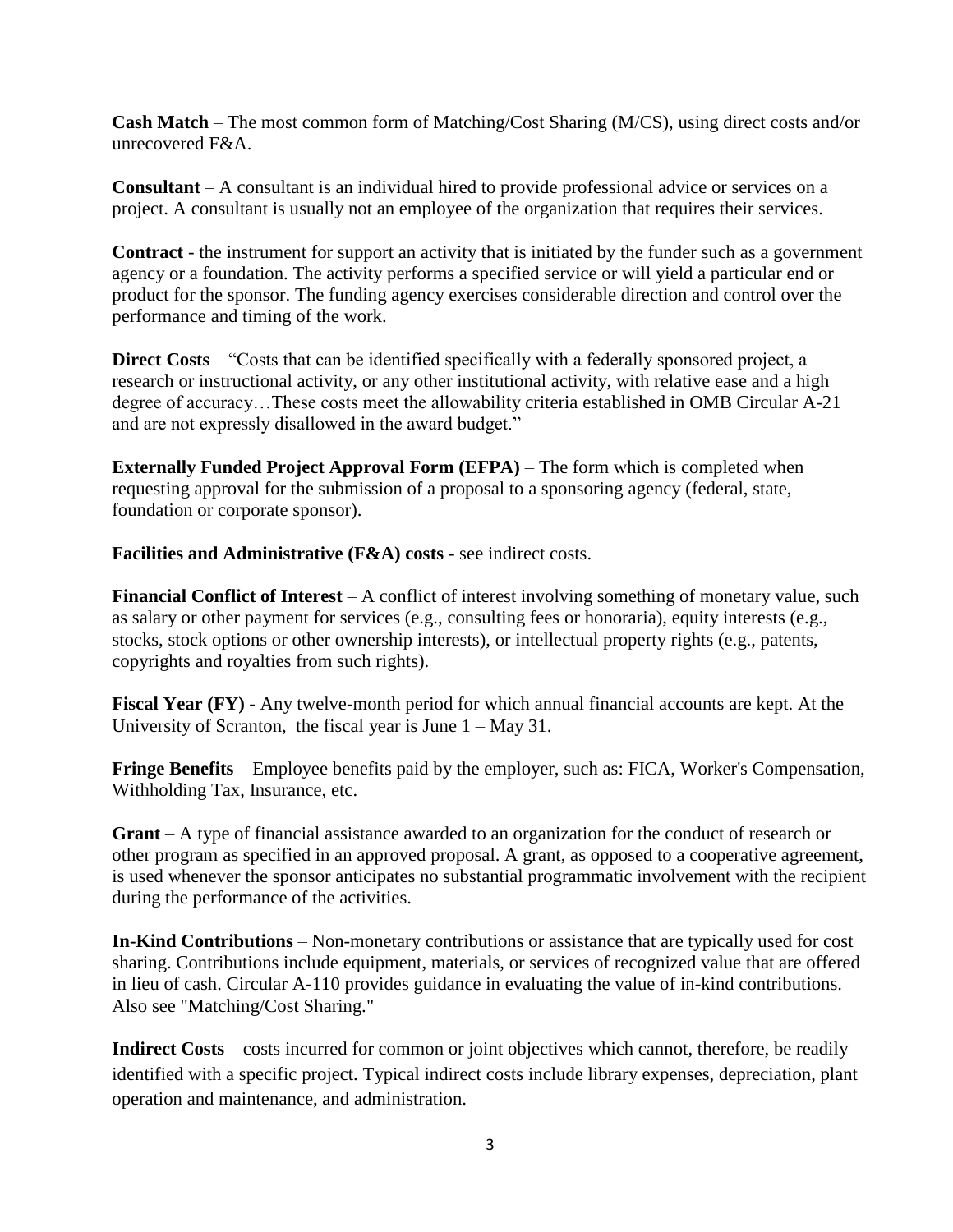**Cash Match** – The most common form of Matching/Cost Sharing (M/CS), using direct costs and/or unrecovered F&A.

**Consultant** – A consultant is an individual hired to provide professional advice or services on a project. A consultant is usually not an employee of the organization that requires their services.

**Contract** - the instrument for support an activity that is initiated by the funder such as a government agency or a foundation. The activity performs a specified service or will yield a particular end or product for the sponsor. The funding agency exercises considerable direction and control over the performance and timing of the work.

**Direct Costs** – "Costs that can be identified specifically with a federally sponsored project, a research or instructional activity, or any other institutional activity, with relative ease and a high degree of accuracy…These costs meet the allowability criteria established in OMB Circular A-21 and are not expressly disallowed in the award budget."

**Externally Funded Project Approval Form (EFPA)** – The form which is completed when requesting approval for the submission of a proposal to a sponsoring agency (federal, state, foundation or corporate sponsor).

**Facilities and Administrative (F&A) costs** - see indirect costs.

**Financial Conflict of Interest** – A conflict of interest involving something of monetary value, such as salary or other payment for services (e.g., consulting fees or honoraria), equity interests (e.g., stocks, stock options or other ownership interests), or intellectual property rights (e.g., patents, copyrights and royalties from such rights).

**Fiscal Year (FY)** - Any twelve-month period for which annual financial accounts are kept. At the University of Scranton, the fiscal year is June 1 – May 31.

**Fringe Benefits** – Employee benefits paid by the employer, such as: FICA, Worker's Compensation, Withholding Tax, Insurance, etc.

**Grant** – A type of financial assistance awarded to an organization for the conduct of research or other program as specified in an approved proposal. A grant, as opposed to a cooperative agreement, is used whenever the sponsor anticipates no substantial programmatic involvement with the recipient during the performance of the activities.

**In-Kind Contributions** – Non-monetary contributions or assistance that are typically used for cost sharing. Contributions include equipment, materials, or services of recognized value that are offered in lieu of cash. Circular A-110 provides guidance in evaluating the value of in-kind contributions. Also see "Matching/Cost Sharing."

**Indirect Costs** – costs incurred for common or joint objectives which cannot, therefore, be readily identified with a specific project. Typical indirect costs include library expenses, depreciation, plant operation and maintenance, and administration.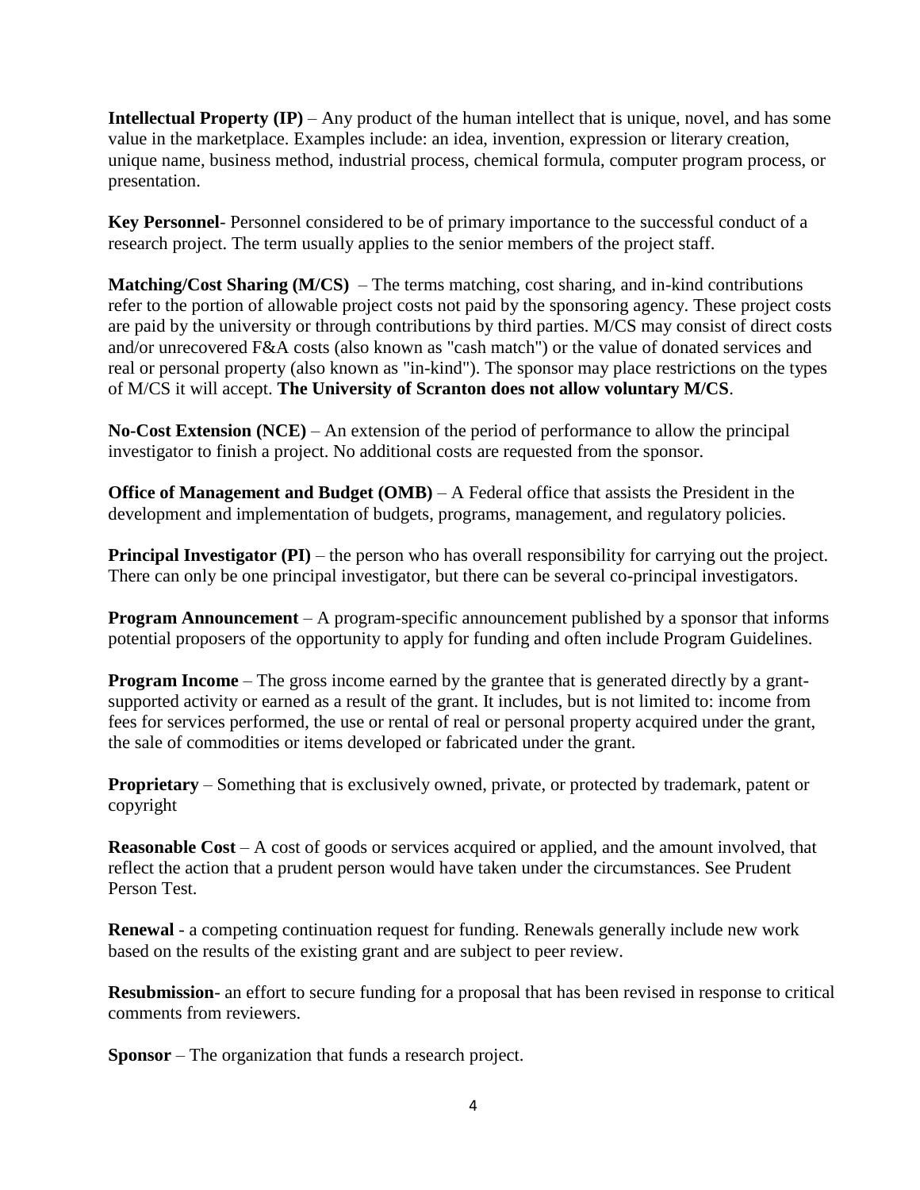**Intellectual Property (IP)** – Any product of the human intellect that is unique, novel, and has some value in the marketplace. Examples include: an idea, invention, expression or literary creation, unique name, business method, industrial process, chemical formula, computer program process, or presentation.

**Key Personnel**- Personnel considered to be of primary importance to the successful conduct of a research project. The term usually applies to the senior members of the project staff.

**Matching/Cost Sharing (M/CS)** – The terms matching, cost sharing, and in-kind contributions refer to the portion of allowable project costs not paid by the sponsoring agency. These project costs are paid by the university or through contributions by third parties. M/CS may consist of direct costs and/or unrecovered F&A costs (also known as "cash match") or the value of donated services and real or personal property (also known as "in-kind"). The sponsor may place restrictions on the types of M/CS it will accept. **The University of Scranton does not allow voluntary M/CS**.

**No-Cost Extension (NCE)** – An extension of the period of performance to allow the principal investigator to finish a project. No additional costs are requested from the sponsor.

**Office of Management and Budget (OMB)** – A Federal office that assists the President in the development and implementation of budgets, programs, management, and regulatory policies.

**Principal Investigator (PI)** – the person who has overall responsibility for carrying out the project. There can only be one principal investigator, but there can be several co-principal investigators.

**Program Announcement** – A program-specific announcement published by a sponsor that informs potential proposers of the opportunity to apply for funding and often include Program Guidelines.

**Program Income** – The gross income earned by the grantee that is generated directly by a grant-supported activity or earned as a result of the grant. It includes, but is not limited to: income from fees for services performed, the use or rental of real or personal property acquired under the grant, the sale of commodities or items developed or fabricated under the grant.

**Proprietary** – Something that is exclusively owned, private, or protected by trademark, patent or copyright

**Reasonable Cost** – A cost of goods or services acquired or applied, and the amount involved, that reflect the action that a prudent person would have taken under the circumstances. See Prudent Person Test.

**Renewal** - a competing continuation request for funding. Renewals generally include new work based on the results of the existing grant and are subject to peer review.

**Resubmission**- an effort to secure funding for a proposal that has been revised in response to critical comments from reviewers.

**Sponsor** – The organization that funds a research project.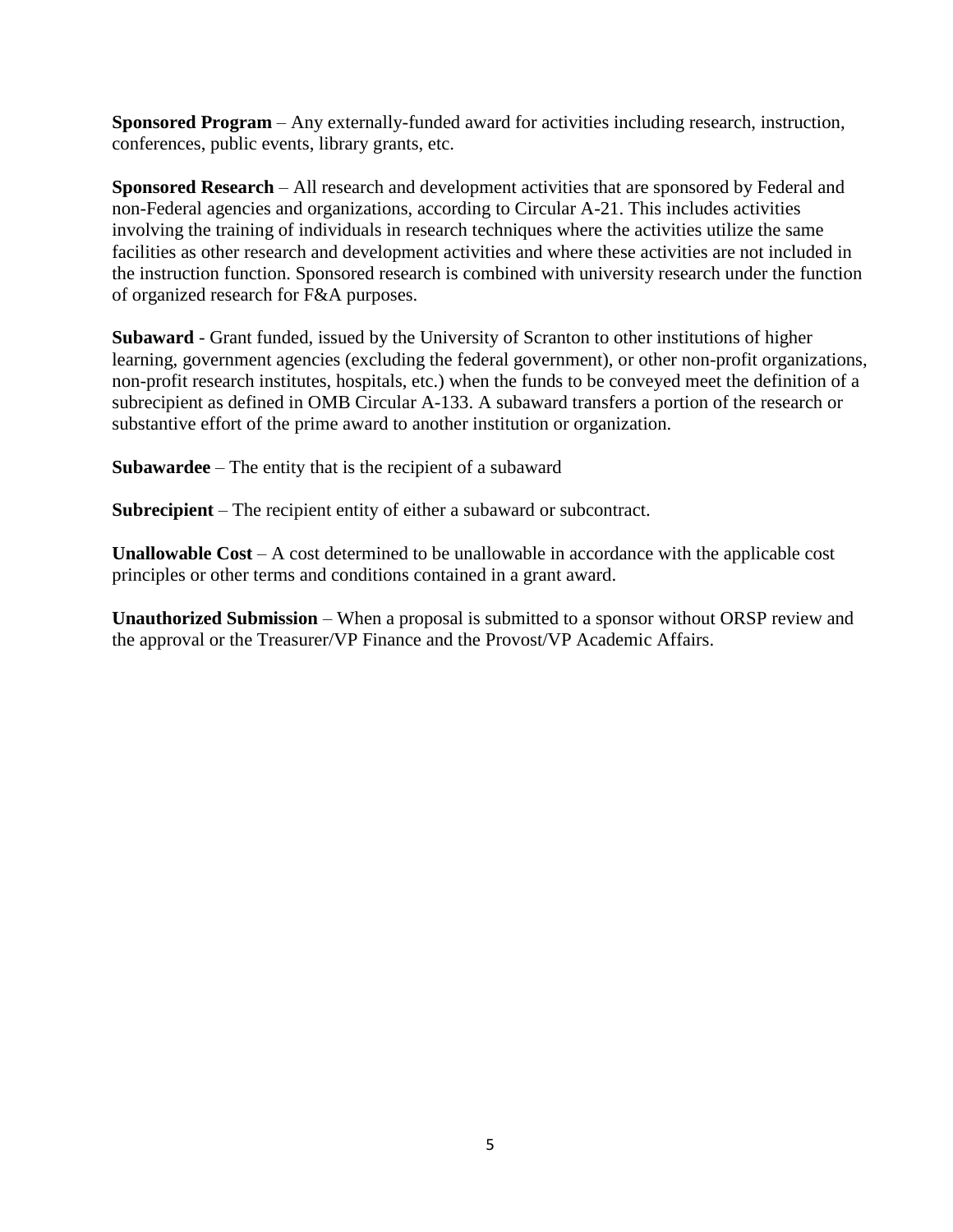**Sponsored Program** – Any externally-funded award for activities including research, instruction, conferences, public events, library grants, etc.

**Sponsored Research** – All research and development activities that are sponsored by Federal and non-Federal agencies and organizations, according to Circular A-21. This includes activities involving the training of individuals in research techniques where the activities utilize the same facilities as other research and development activities and where these activities are not included in the instruction function. Sponsored research is combined with university research under the function of organized research for F&A purposes.

**Subaward** - Grant funded, issued by the University of Scranton to other institutions of higher learning, government agencies (excluding the federal government), or other non-profit organizations, non-profit research institutes, hospitals, etc.) when the funds to be conveyed meet the definition of a subrecipient as defined in OMB Circular A-133. A subaward transfers a portion of the research or substantive effort of the prime award to another institution or organization.

**Subawardee** – The entity that is the recipient of a subaward

**Subrecipient** – The recipient entity of either a subaward or subcontract.

**Unallowable Cost** – A cost determined to be unallowable in accordance with the applicable cost principles or other terms and conditions contained in a grant award.

**Unauthorized Submission** – When a proposal is submitted to a sponsor without ORSP review and the approval or the Treasurer/VP Finance and the Provost/VP Academic Affairs.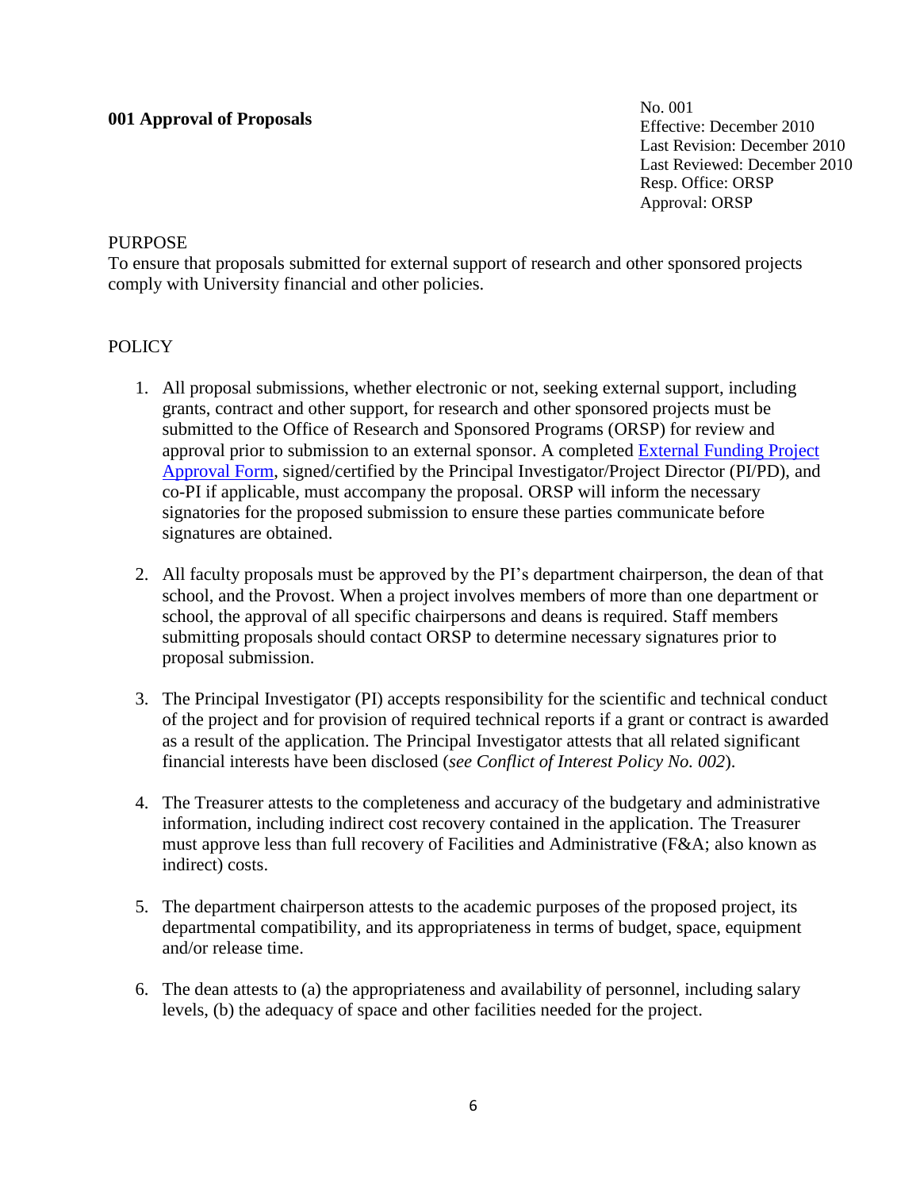**001 Approval of Proposals**

No. 001
Effective: December 2010
Last Revision: December 2010
Last Reviewed: December 2010
Resp. Office: ORSP
Approval: ORSP

PURPOSE

To ensure that proposals submitted for external support of research and other sponsored projects comply with University financial and other policies.

POLICY

1. All proposal submissions, whether electronic or not, seeking external support, including grants, contract and other support, for research and other sponsored projects must be submitted to the Office of Research and Sponsored Programs (ORSP) for review and approval prior to submission to an external sponsor. A completed External Funding Project Approval Form, signed/certified by the Principal Investigator/Project Director (PI/PD), and co-PI if applicable, must accompany the proposal. ORSP will inform the necessary signatories for the proposed submission to ensure these parties communicate before signatures are obtained.

2. All faculty proposals must be approved by the PI's department chairperson, the dean of that school, and the Provost. When a project involves members of more than one department or school, the approval of all specific chairpersons and deans is required. Staff members submitting proposals should contact ORSP to determine necessary signatures prior to proposal submission.

3. The Principal Investigator (PI) accepts responsibility for the scientific and technical conduct of the project and for provision of required technical reports if a grant or contract is awarded as a result of the application. The Principal Investigator attests that all related significant financial interests have been disclosed (*see Conflict of Interest Policy No. 002*).

4. The Treasurer attests to the completeness and accuracy of the budgetary and administrative information, including indirect cost recovery contained in the application. The Treasurer must approve less than full recovery of Facilities and Administrative (F&A; also known as indirect) costs.

5. The department chairperson attests to the academic purposes of the proposed project, its departmental compatibility, and its appropriateness in terms of budget, space, equipment and/or release time.

6. The dean attests to (a) the appropriateness and availability of personnel, including salary levels, (b) the adequacy of space and other facilities needed for the project.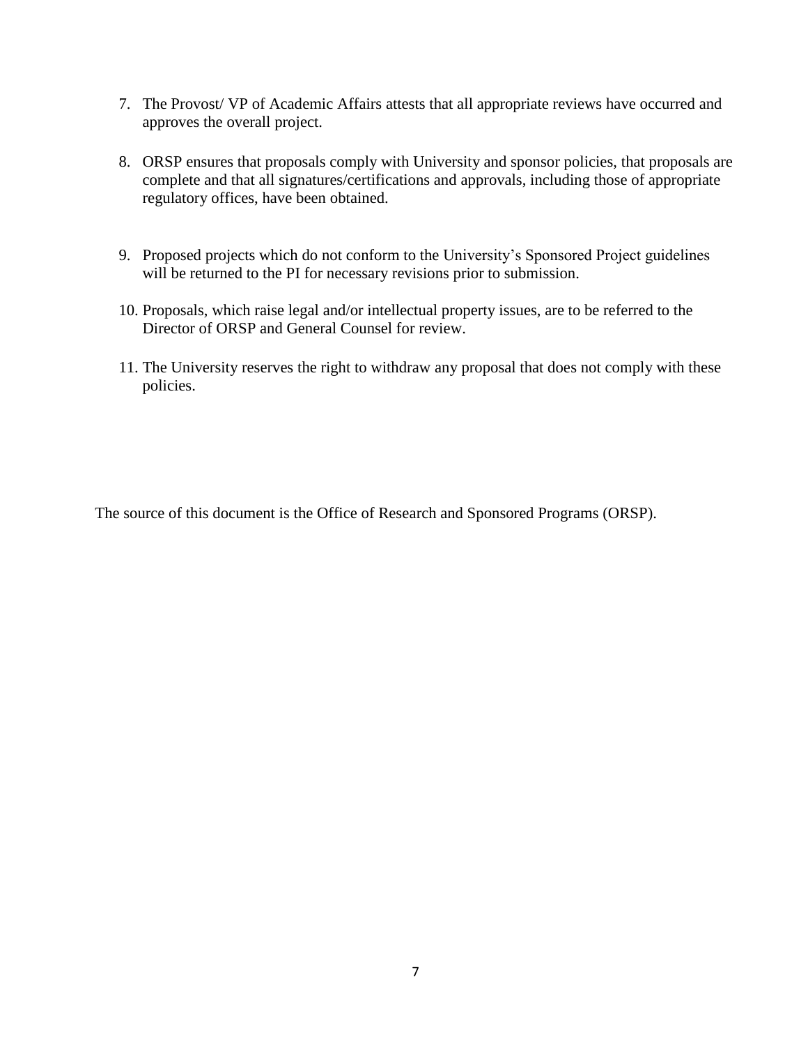7. The Provost/ VP of Academic Affairs attests that all appropriate reviews have occurred and approves the overall project.

8. ORSP ensures that proposals comply with University and sponsor policies, that proposals are complete and that all signatures/certifications and approvals, including those of appropriate regulatory offices, have been obtained.

9. Proposed projects which do not conform to the University's Sponsored Project guidelines will be returned to the PI for necessary revisions prior to submission.

10. Proposals, which raise legal and/or intellectual property issues, are to be referred to the Director of ORSP and General Counsel for review.

11. The University reserves the right to withdraw any proposal that does not comply with these policies.

The source of this document is the Office of Research and Sponsored Programs (ORSP).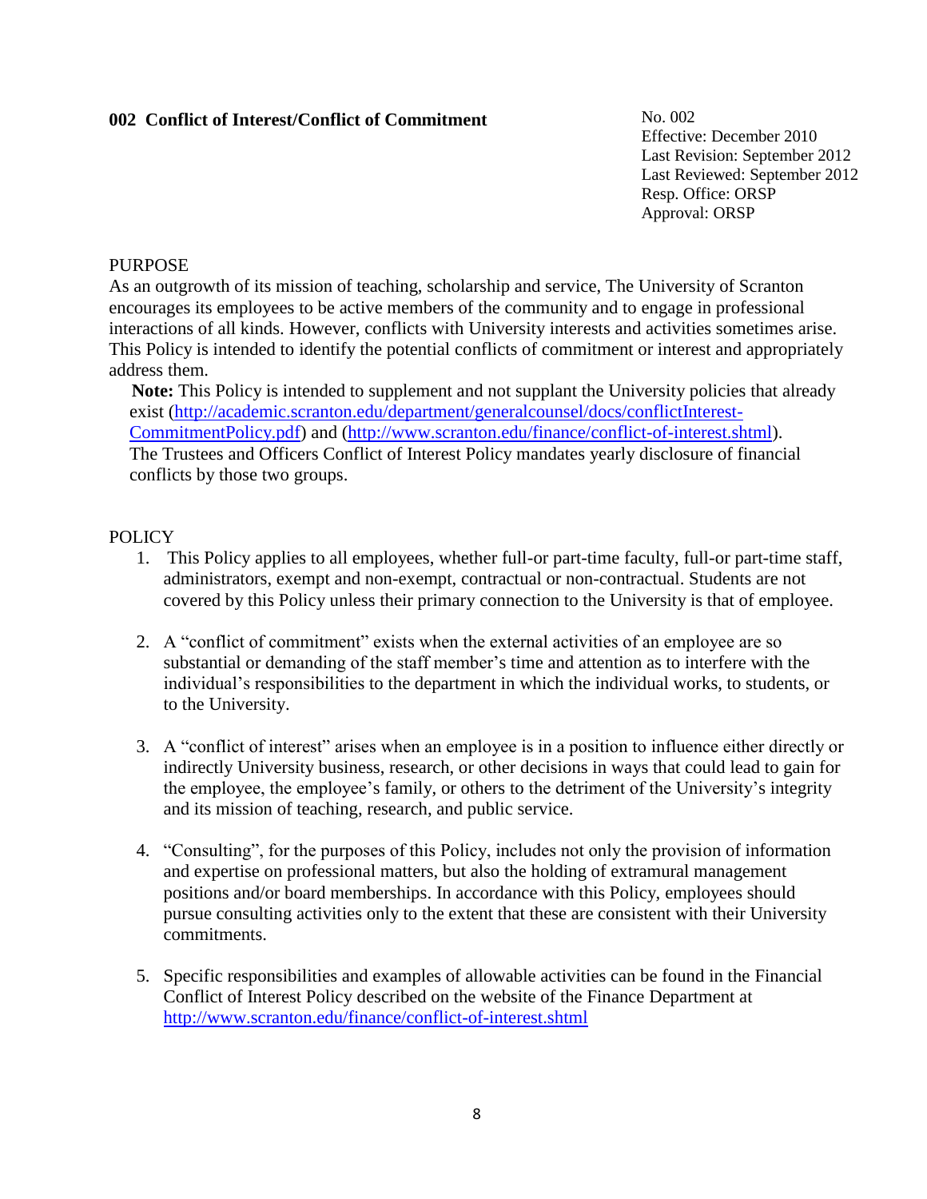## 002 Conflict of Interest/Conflict of Commitment

No. 002
Effective: December 2010
Last Revision: September 2012
Last Reviewed: September 2012
Resp. Office: ORSP
Approval: ORSP

PURPOSE

As an outgrowth of its mission of teaching, scholarship and service, The University of Scranton encourages its employees to be active members of the community and to engage in professional interactions of all kinds. However, conflicts with University interests and activities sometimes arise. This Policy is intended to identify the potential conflicts of commitment or interest and appropriately address them.

**Note:** This Policy is intended to supplement and not supplant the University policies that already exist (http://academic.scranton.edu/department/generalcounsel/docs/conflictInterest-CommitmentPolicy.pdf) and (http://www.scranton.edu/finance/conflict-of-interest.shtml). The Trustees and Officers Conflict of Interest Policy mandates yearly disclosure of financial conflicts by those two groups.

POLICY

1. This Policy applies to all employees, whether full-or part-time faculty, full-or part-time staff, administrators, exempt and non-exempt, contractual or non-contractual. Students are not covered by this Policy unless their primary connection to the University is that of employee.

2. A "conflict of commitment" exists when the external activities of an employee are so substantial or demanding of the staff member's time and attention as to interfere with the individual's responsibilities to the department in which the individual works, to students, or to the University.

3. A "conflict of interest" arises when an employee is in a position to influence either directly or indirectly University business, research, or other decisions in ways that could lead to gain for the employee, the employee's family, or others to the detriment of the University's integrity and its mission of teaching, research, and public service.

4. "Consulting", for the purposes of this Policy, includes not only the provision of information and expertise on professional matters, but also the holding of extramural management positions and/or board memberships. In accordance with this Policy, employees should pursue consulting activities only to the extent that these are consistent with their University commitments.

5. Specific responsibilities and examples of allowable activities can be found in the Financial Conflict of Interest Policy described on the website of the Finance Department at http://www.scranton.edu/finance/conflict-of-interest.shtml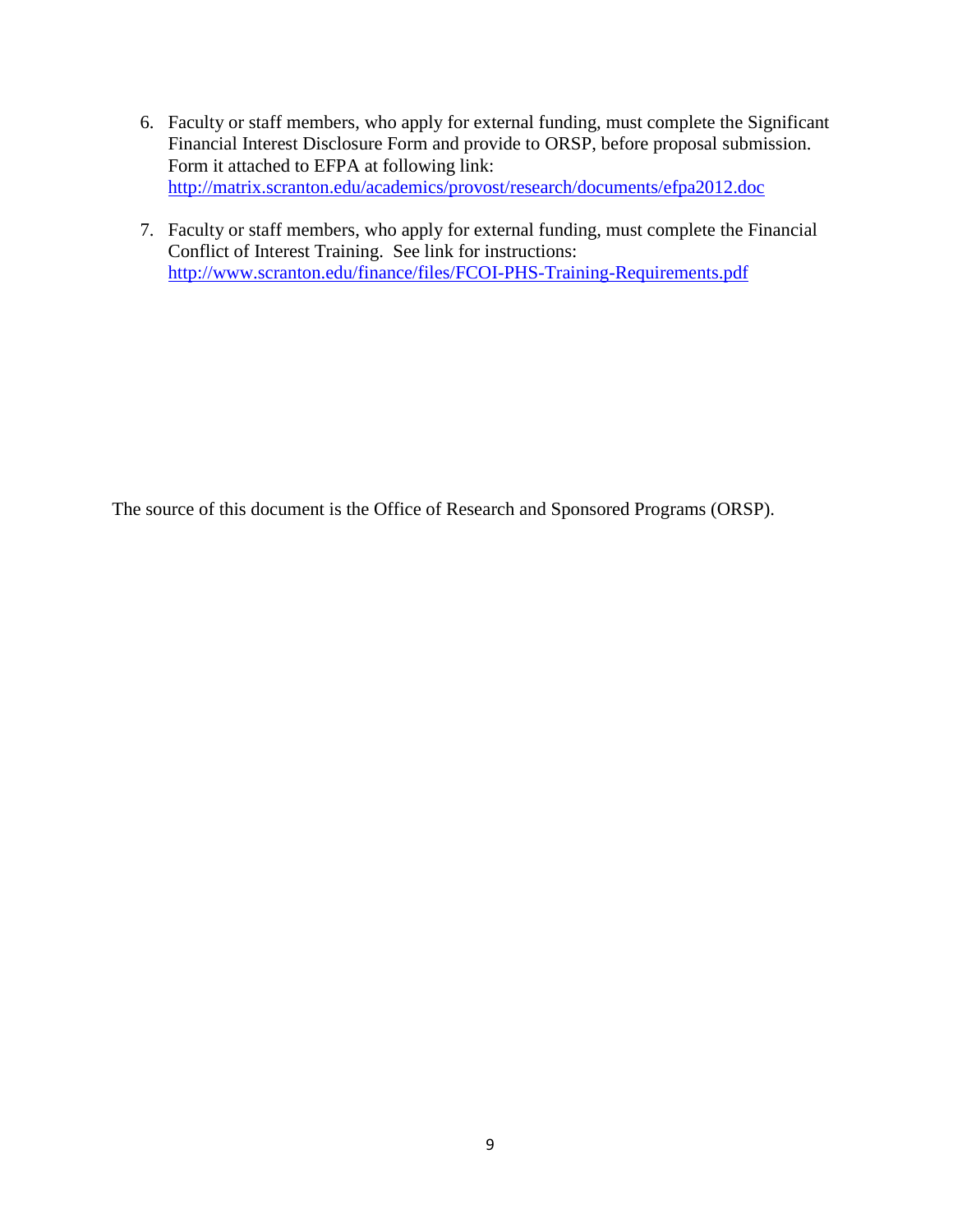6. Faculty or staff members, who apply for external funding, must complete the Significant Financial Interest Disclosure Form and provide to ORSP, before proposal submission. Form it attached to EFPA at following link: http://matrix.scranton.edu/academics/provost/research/documents/efpa2012.doc

7. Faculty or staff members, who apply for external funding, must complete the Financial Conflict of Interest Training. See link for instructions: http://www.scranton.edu/finance/files/FCOI-PHS-Training-Requirements.pdf

The source of this document is the Office of Research and Sponsored Programs (ORSP).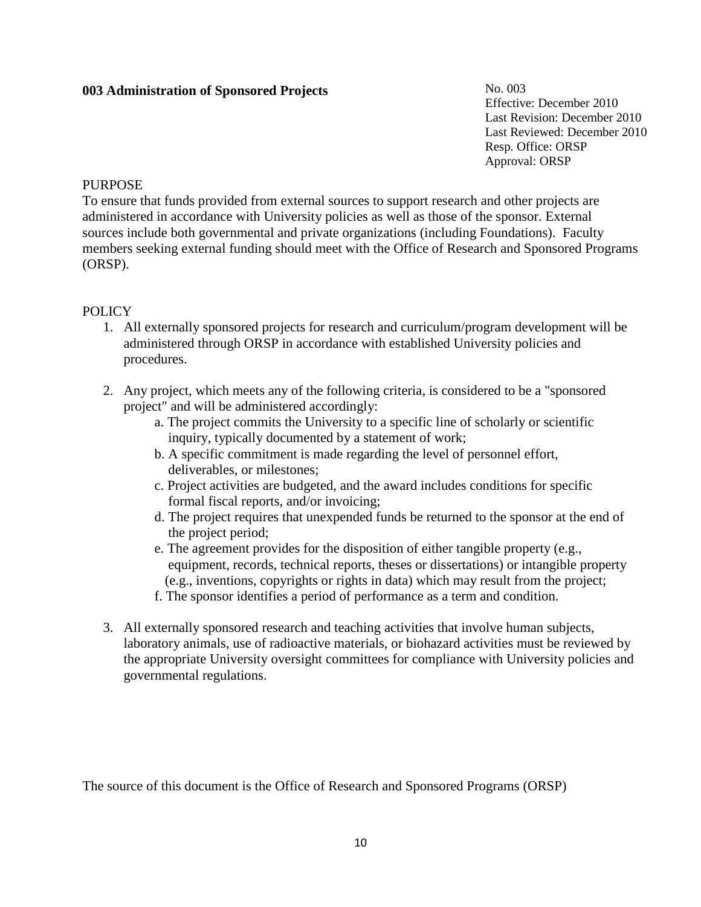**003 Administration of Sponsored Projects**

No. 003
Effective: December 2010
Last Revision: December 2010
Last Reviewed: December 2010
Resp. Office: ORSP
Approval: ORSP

PURPOSE

To ensure that funds provided from external sources to support research and other projects are administered in accordance with University policies as well as those of the sponsor. External sources include both governmental and private organizations (including Foundations). Faculty members seeking external funding should meet with the Office of Research and Sponsored Programs (ORSP).

POLICY

1. All externally sponsored projects for research and curriculum/program development will be administered through ORSP in accordance with established University policies and procedures.

2. Any project, which meets any of the following criteria, is considered to be a "sponsored project" and will be administered accordingly:
   a. The project commits the University to a specific line of scholarly or scientific inquiry, typically documented by a statement of work;
   b. A specific commitment is made regarding the level of personnel effort, deliverables, or milestones;
   c. Project activities are budgeted, and the award includes conditions for specific formal fiscal reports, and/or invoicing;
   d. The project requires that unexpended funds be returned to the sponsor at the end of the project period;
   e. The agreement provides for the disposition of either tangible property (e.g., equipment, records, technical reports, theses or dissertations) or intangible property (e.g., inventions, copyrights or rights in data) which may result from the project;
   f. The sponsor identifies a period of performance as a term and condition.

3. All externally sponsored research and teaching activities that involve human subjects, laboratory animals, use of radioactive materials, or biohazard activities must be reviewed by the appropriate University oversight committees for compliance with University policies and governmental regulations.

The source of this document is the Office of Research and Sponsored Programs (ORSP)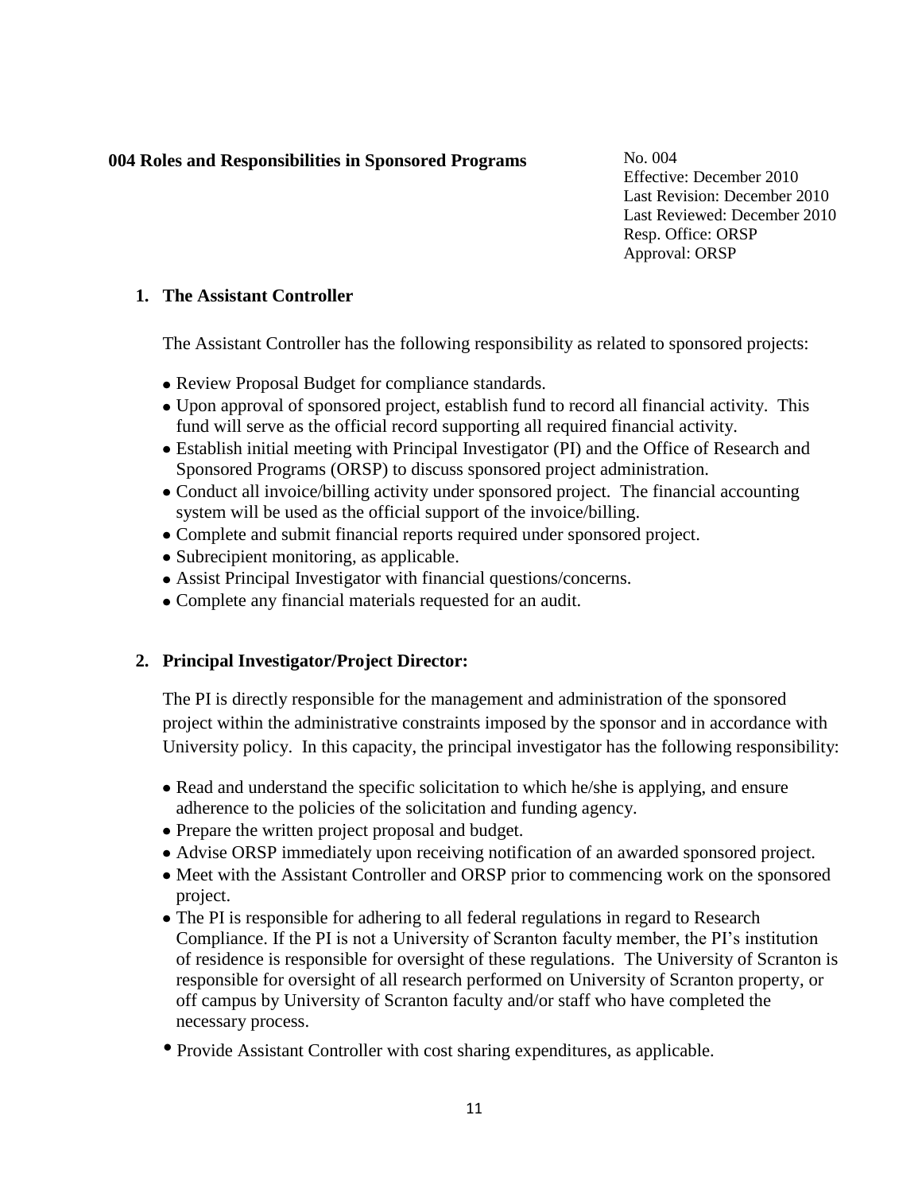**004 Roles and Responsibilities in Sponsored Programs**

No. 004
Effective: December 2010
Last Revision: December 2010
Last Reviewed: December 2010
Resp. Office: ORSP
Approval: ORSP

1. **The Assistant Controller**

   The Assistant Controller has the following responsibility as related to sponsored projects:

   - Review Proposal Budget for compliance standards.
   - Upon approval of sponsored project, establish fund to record all financial activity. This fund will serve as the official record supporting all required financial activity.
   - Establish initial meeting with Principal Investigator (PI) and the Office of Research and Sponsored Programs (ORSP) to discuss sponsored project administration.
   - Conduct all invoice/billing activity under sponsored project. The financial accounting system will be used as the official support of the invoice/billing.
   - Complete and submit financial reports required under sponsored project.
   - Subrecipient monitoring, as applicable.
   - Assist Principal Investigator with financial questions/concerns.
   - Complete any financial materials requested for an audit.

2. **Principal Investigator/Project Director:**

   The PI is directly responsible for the management and administration of the sponsored project within the administrative constraints imposed by the sponsor and in accordance with University policy. In this capacity, the principal investigator has the following responsibility:

   - Read and understand the specific solicitation to which he/she is applying, and ensure adherence to the policies of the solicitation and funding agency.
   - Prepare the written project proposal and budget.
   - Advise ORSP immediately upon receiving notification of an awarded sponsored project.
   - Meet with the Assistant Controller and ORSP prior to commencing work on the sponsored project.
   - The PI is responsible for adhering to all federal regulations in regard to Research Compliance. If the PI is not a University of Scranton faculty member, the PI's institution of residence is responsible for oversight of these regulations. The University of Scranton is responsible for oversight of all research performed on University of Scranton property, or off campus by University of Scranton faculty and/or staff who have completed the necessary process.
   - Provide Assistant Controller with cost sharing expenditures, as applicable.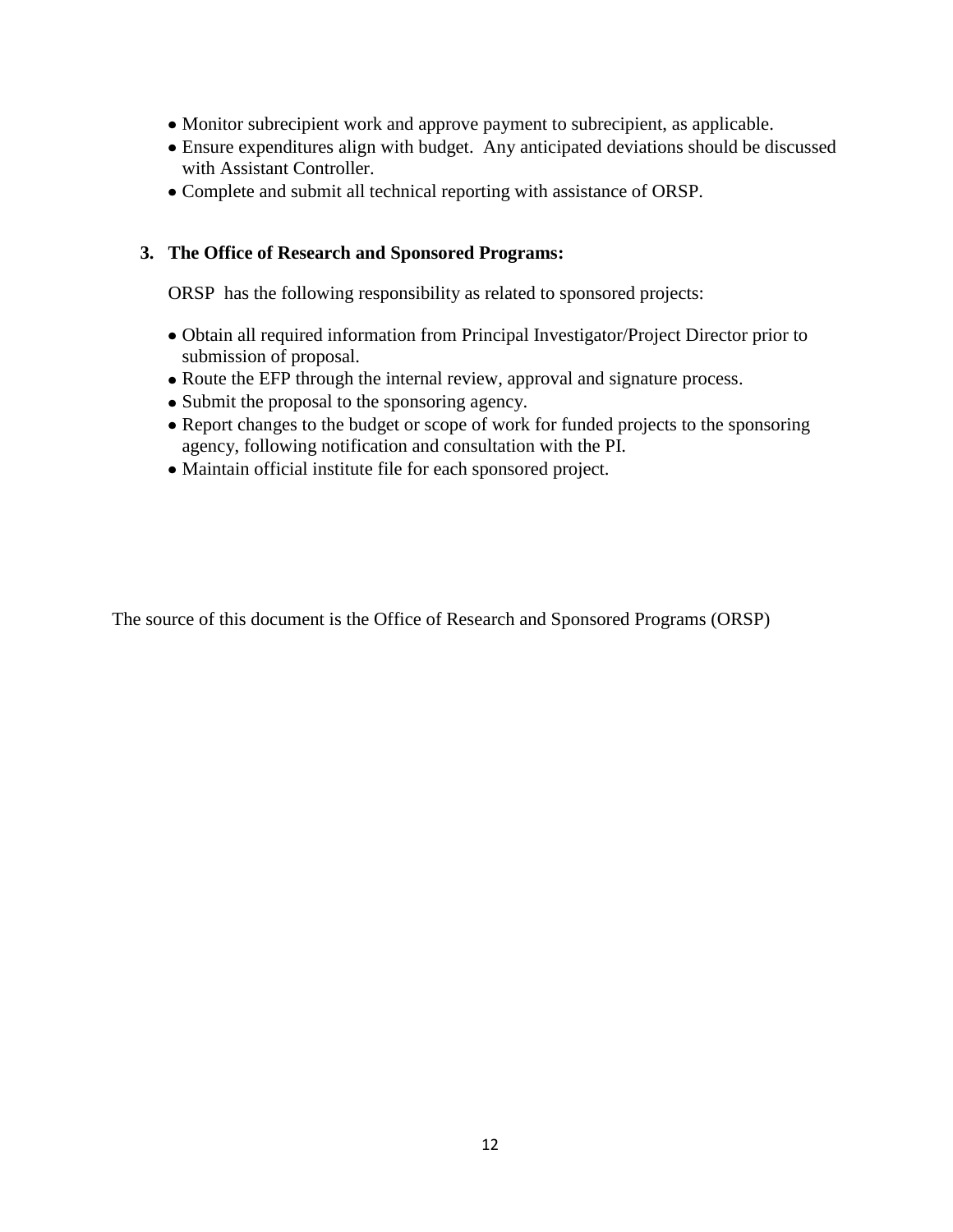- Monitor subrecipient work and approve payment to subrecipient, as applicable.
- Ensure expenditures align with budget. Any anticipated deviations should be discussed with Assistant Controller.
- Complete and submit all technical reporting with assistance of ORSP.

**3. The Office of Research and Sponsored Programs:**

ORSP has the following responsibility as related to sponsored projects:

- Obtain all required information from Principal Investigator/Project Director prior to submission of proposal.
- Route the EFP through the internal review, approval and signature process.
- Submit the proposal to the sponsoring agency.
- Report changes to the budget or scope of work for funded projects to the sponsoring agency, following notification and consultation with the PI.
- Maintain official institute file for each sponsored project.

The source of this document is the Office of Research and Sponsored Programs (ORSP)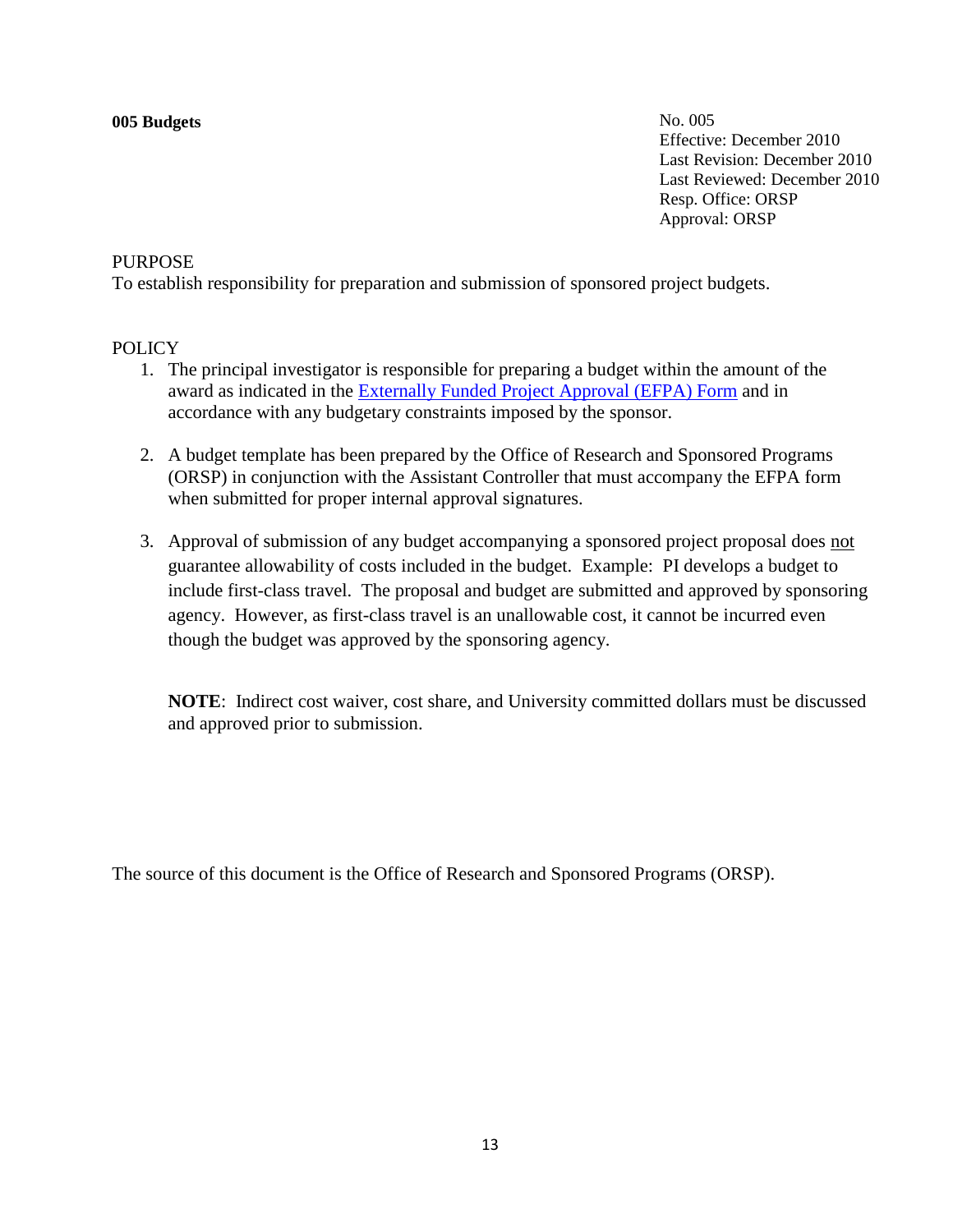**005 Budgets**

No. 005
Effective: December 2010
Last Revision: December 2010
Last Reviewed: December 2010
Resp. Office: ORSP
Approval: ORSP

PURPOSE

To establish responsibility for preparation and submission of sponsored project budgets.

POLICY

1. The principal investigator is responsible for preparing a budget within the amount of the award as indicated in the Externally Funded Project Approval (EFPA) Form and in accordance with any budgetary constraints imposed by the sponsor.

2. A budget template has been prepared by the Office of Research and Sponsored Programs (ORSP) in conjunction with the Assistant Controller that must accompany the EFPA form when submitted for proper internal approval signatures.

3. Approval of submission of any budget accompanying a sponsored project proposal does not guarantee allowability of costs included in the budget. Example: PI develops a budget to include first-class travel. The proposal and budget are submitted and approved by sponsoring agency. However, as first-class travel is an unallowable cost, it cannot be incurred even though the budget was approved by the sponsoring agency.

   **NOTE**: Indirect cost waiver, cost share, and University committed dollars must be discussed and approved prior to submission.

The source of this document is the Office of Research and Sponsored Programs (ORSP).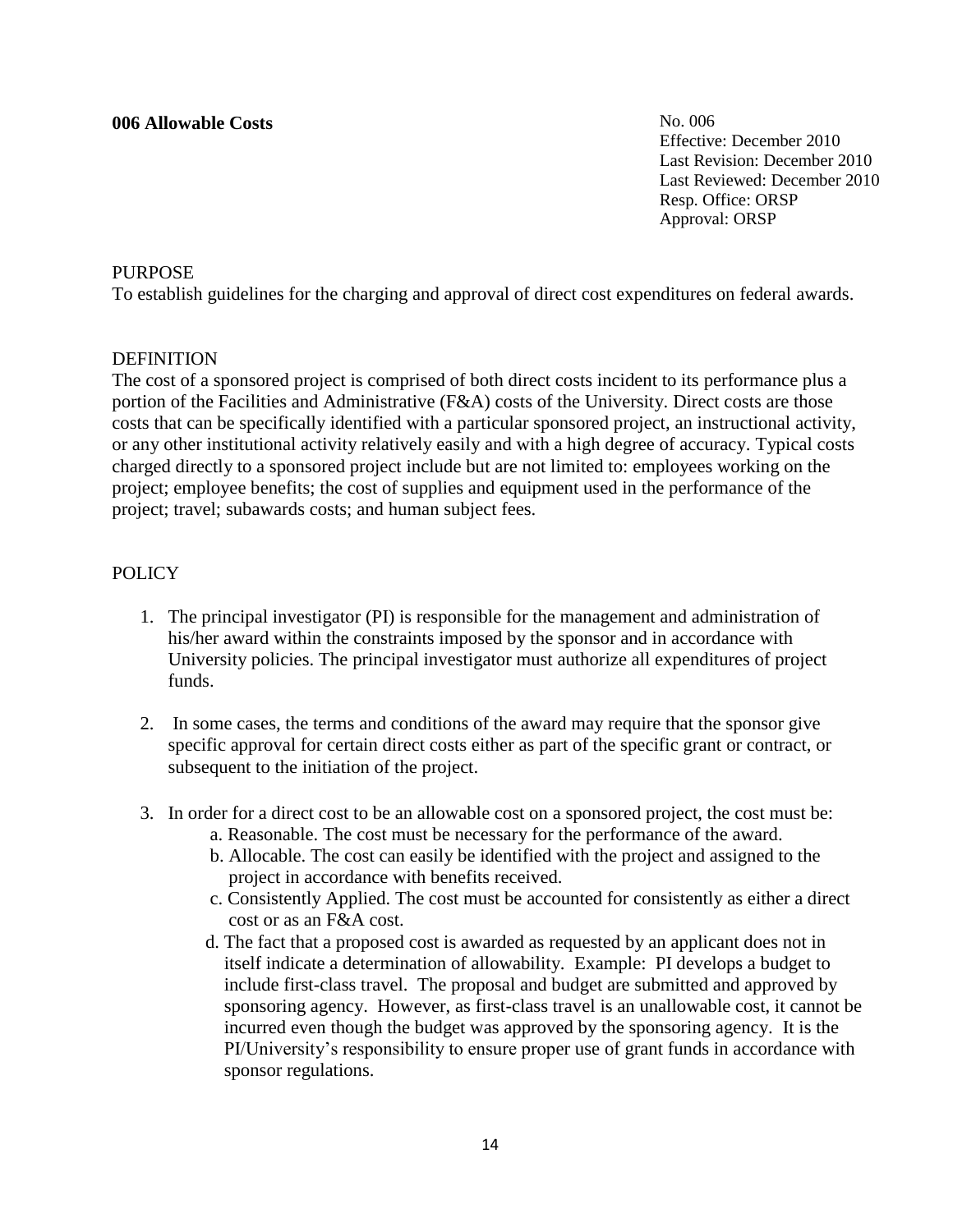**006 Allowable Costs**

No. 006
Effective: December 2010
Last Revision: December 2010
Last Reviewed: December 2010
Resp. Office: ORSP
Approval: ORSP

PURPOSE

To establish guidelines for the charging and approval of direct cost expenditures on federal awards.

DEFINITION

The cost of a sponsored project is comprised of both direct costs incident to its performance plus a portion of the Facilities and Administrative (F&A) costs of the University. Direct costs are those costs that can be specifically identified with a particular sponsored project, an instructional activity, or any other institutional activity relatively easily and with a high degree of accuracy. Typical costs charged directly to a sponsored project include but are not limited to: employees working on the project; employee benefits; the cost of supplies and equipment used in the performance of the project; travel; subawards costs; and human subject fees.

POLICY

1. The principal investigator (PI) is responsible for the management and administration of his/her award within the constraints imposed by the sponsor and in accordance with University policies. The principal investigator must authorize all expenditures of project funds.

2. In some cases, the terms and conditions of the award may require that the sponsor give specific approval for certain direct costs either as part of the specific grant or contract, or subsequent to the initiation of the project.

3. In order for a direct cost to be an allowable cost on a sponsored project, the cost must be:
   a. Reasonable. The cost must be necessary for the performance of the award.
   b. Allocable. The cost can easily be identified with the project and assigned to the project in accordance with benefits received.
   c. Consistently Applied. The cost must be accounted for consistently as either a direct cost or as an F&A cost.
   d. The fact that a proposed cost is awarded as requested by an applicant does not in itself indicate a determination of allowability. Example: PI develops a budget to include first-class travel. The proposal and budget are submitted and approved by sponsoring agency. However, as first-class travel is an unallowable cost, it cannot be incurred even though the budget was approved by the sponsoring agency. It is the PI/University's responsibility to ensure proper use of grant funds in accordance with sponsor regulations.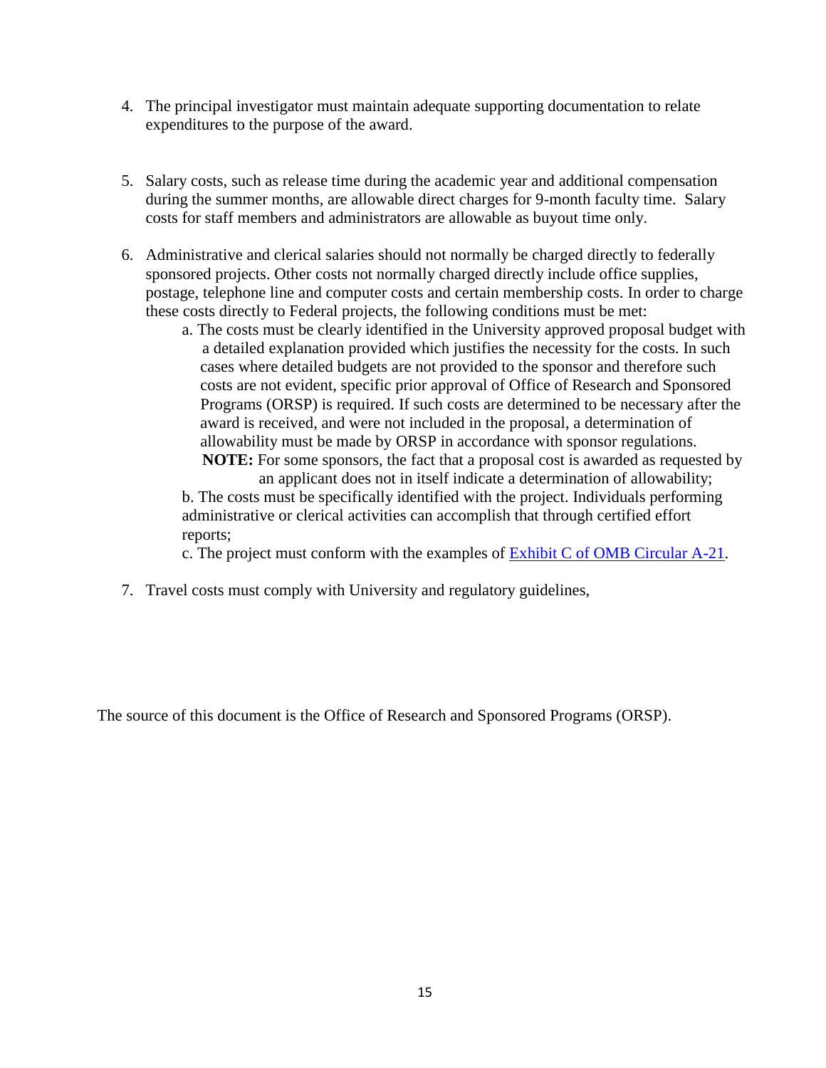4. The principal investigator must maintain adequate supporting documentation to relate expenditures to the purpose of the award.

5. Salary costs, such as release time during the academic year and additional compensation during the summer months, are allowable direct charges for 9-month faculty time. Salary costs for staff members and administrators are allowable as buyout time only.

6. Administrative and clerical salaries should not normally be charged directly to federally sponsored projects. Other costs not normally charged directly include office supplies, postage, telephone line and computer costs and certain membership costs. In order to charge these costs directly to Federal projects, the following conditions must be met:
   a. The costs must be clearly identified in the University approved proposal budget with a detailed explanation provided which justifies the necessity for the costs. In such cases where detailed budgets are not provided to the sponsor and therefore such costs are not evident, specific prior approval of Office of Research and Sponsored Programs (ORSP) is required. If such costs are determined to be necessary after the award is received, and were not included in the proposal, a determination of allowability must be made by ORSP in accordance with sponsor regulations.
   **NOTE:** For some sponsors, the fact that a proposal cost is awarded as requested by an applicant does not in itself indicate a determination of allowability;
   b. The costs must be specifically identified with the project. Individuals performing administrative or clerical activities can accomplish that through certified effort reports;
   c. The project must conform with the examples of Exhibit C of OMB Circular A-21.

7. Travel costs must comply with University and regulatory guidelines,

The source of this document is the Office of Research and Sponsored Programs (ORSP).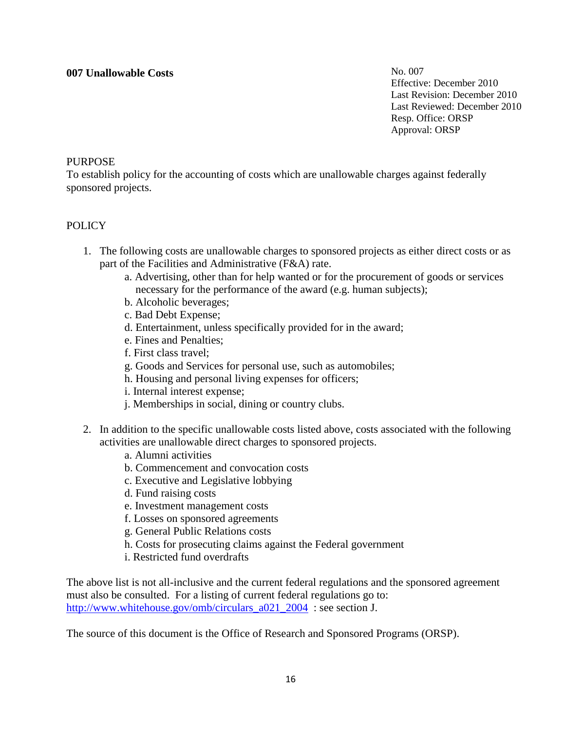## 007 Unallowable Costs

No. 007
Effective: December 2010
Last Revision: December 2010
Last Reviewed: December 2010
Resp. Office: ORSP
Approval: ORSP

PURPOSE

To establish policy for the accounting of costs which are unallowable charges against federally sponsored projects.

POLICY

1. The following costs are unallowable charges to sponsored projects as either direct costs or as part of the Facilities and Administrative (F&A) rate.
   a. Advertising, other than for help wanted or for the procurement of goods or services necessary for the performance of the award (e.g. human subjects);
   b. Alcoholic beverages;
   c. Bad Debt Expense;
   d. Entertainment, unless specifically provided for in the award;
   e. Fines and Penalties;
   f. First class travel;
   g. Goods and Services for personal use, such as automobiles;
   h. Housing and personal living expenses for officers;
   i. Internal interest expense;
   j. Memberships in social, dining or country clubs.

2. In addition to the specific unallowable costs listed above, costs associated with the following activities are unallowable direct charges to sponsored projects.
   a. Alumni activities
   b. Commencement and convocation costs
   c. Executive and Legislative lobbying
   d. Fund raising costs
   e. Investment management costs
   f. Losses on sponsored agreements
   g. General Public Relations costs
   h. Costs for prosecuting claims against the Federal government
   i. Restricted fund overdrafts

The above list is not all-inclusive and the current federal regulations and the sponsored agreement must also be consulted. For a listing of current federal regulations go to: [http://www.whitehouse.gov/omb/circulars_a021_2004](http://www.whitehouse.gov/omb/circulars_a021_2004) : see section J.

The source of this document is the Office of Research and Sponsored Programs (ORSP).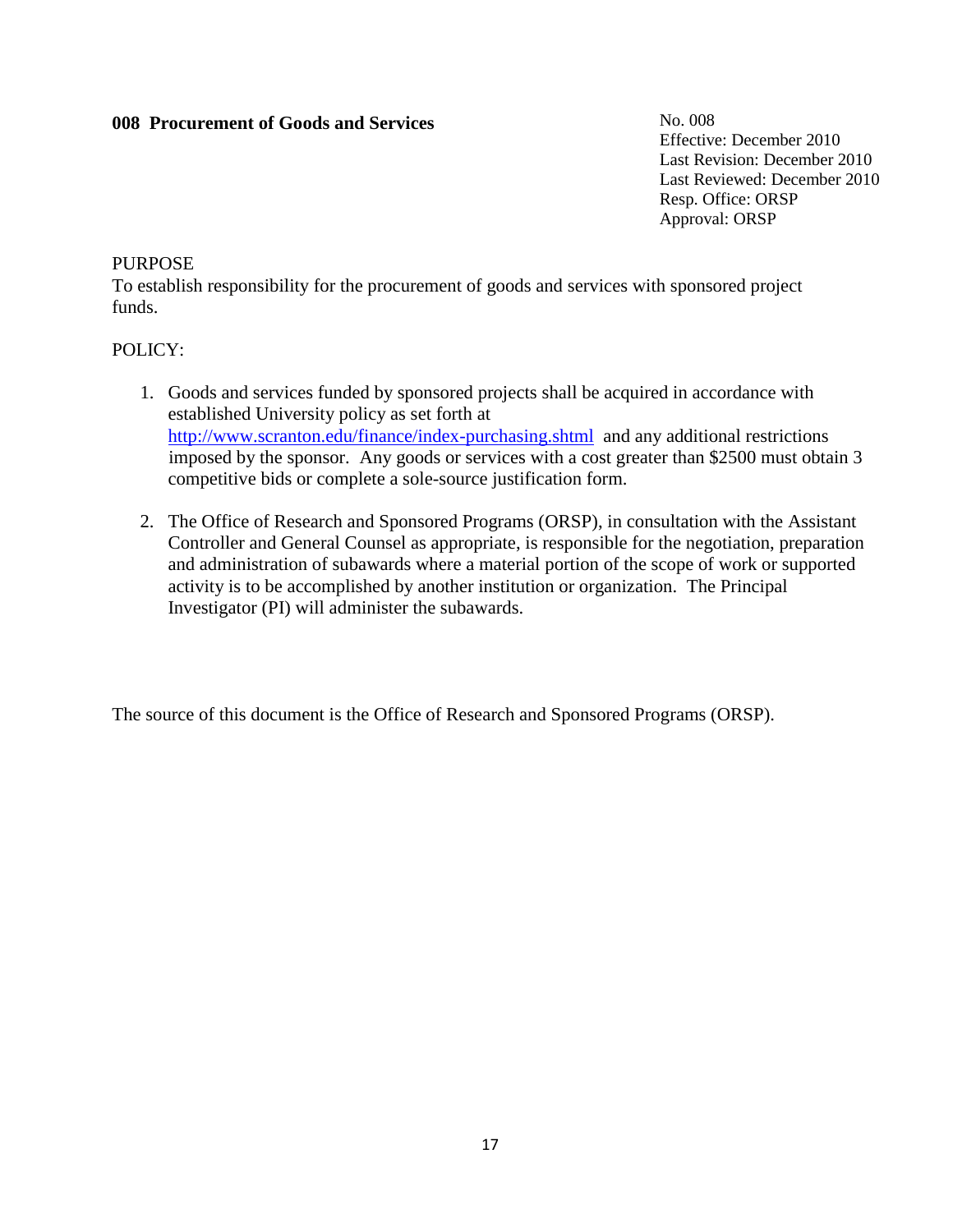**008 Procurement of Goods and Services**

No. 008
Effective: December 2010
Last Revision: December 2010
Last Reviewed: December 2010
Resp. Office: ORSP
Approval: ORSP

PURPOSE
To establish responsibility for the procurement of goods and services with sponsored project funds.

POLICY:

1. Goods and services funded by sponsored projects shall be acquired in accordance with established University policy as set forth at http://www.scranton.edu/finance/index-purchasing.shtml and any additional restrictions imposed by the sponsor. Any goods or services with a cost greater than $2500 must obtain 3 competitive bids or complete a sole-source justification form.

2. The Office of Research and Sponsored Programs (ORSP), in consultation with the Assistant Controller and General Counsel as appropriate, is responsible for the negotiation, preparation and administration of subawards where a material portion of the scope of work or supported activity is to be accomplished by another institution or organization. The Principal Investigator (PI) will administer the subawards.

The source of this document is the Office of Research and Sponsored Programs (ORSP).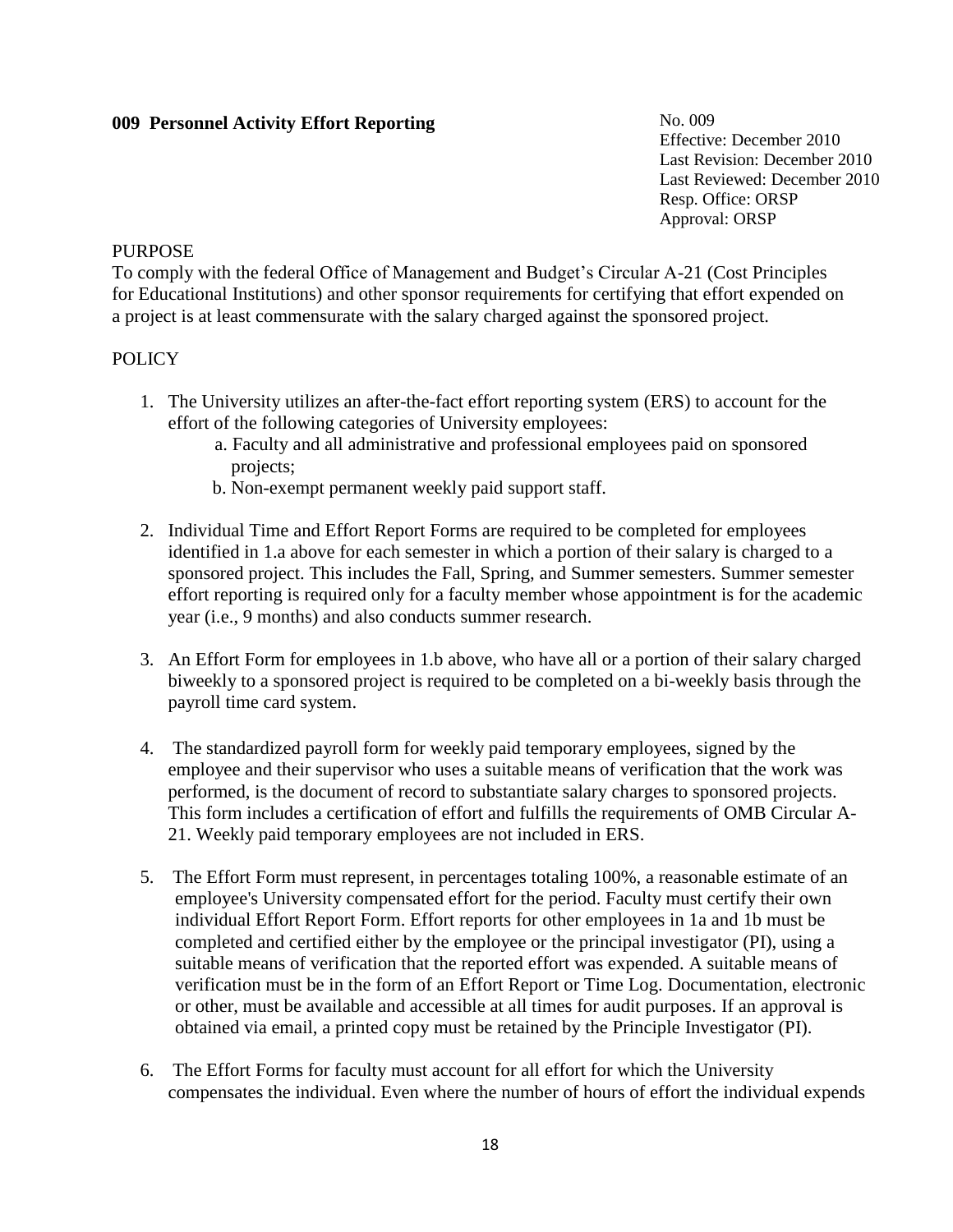## 009 Personnel Activity Effort Reporting

No. 009
Effective: December 2010
Last Revision: December 2010
Last Reviewed: December 2010
Resp. Office: ORSP
Approval: ORSP

PURPOSE

To comply with the federal Office of Management and Budget's Circular A-21 (Cost Principles for Educational Institutions) and other sponsor requirements for certifying that effort expended on a project is at least commensurate with the salary charged against the sponsored project.

POLICY

1. The University utilizes an after-the-fact effort reporting system (ERS) to account for the effort of the following categories of University employees:
   a. Faculty and all administrative and professional employees paid on sponsored projects;
   b. Non-exempt permanent weekly paid support staff.

2. Individual Time and Effort Report Forms are required to be completed for employees identified in 1.a above for each semester in which a portion of their salary is charged to a sponsored project. This includes the Fall, Spring, and Summer semesters. Summer semester effort reporting is required only for a faculty member whose appointment is for the academic year (i.e., 9 months) and also conducts summer research.

3. An Effort Form for employees in 1.b above, who have all or a portion of their salary charged biweekly to a sponsored project is required to be completed on a bi-weekly basis through the payroll time card system.

4. The standardized payroll form for weekly paid temporary employees, signed by the employee and their supervisor who uses a suitable means of verification that the work was performed, is the document of record to substantiate salary charges to sponsored projects. This form includes a certification of effort and fulfills the requirements of OMB Circular A-21. Weekly paid temporary employees are not included in ERS.

5. The Effort Form must represent, in percentages totaling 100%, a reasonable estimate of an employee's University compensated effort for the period. Faculty must certify their own individual Effort Report Form. Effort reports for other employees in 1a and 1b must be completed and certified either by the employee or the principal investigator (PI), using a suitable means of verification that the reported effort was expended. A suitable means of verification must be in the form of an Effort Report or Time Log. Documentation, electronic or other, must be available and accessible at all times for audit purposes. If an approval is obtained via email, a printed copy must be retained by the Principle Investigator (PI).

6. The Effort Forms for faculty must account for all effort for which the University compensates the individual. Even where the number of hours of effort the individual expends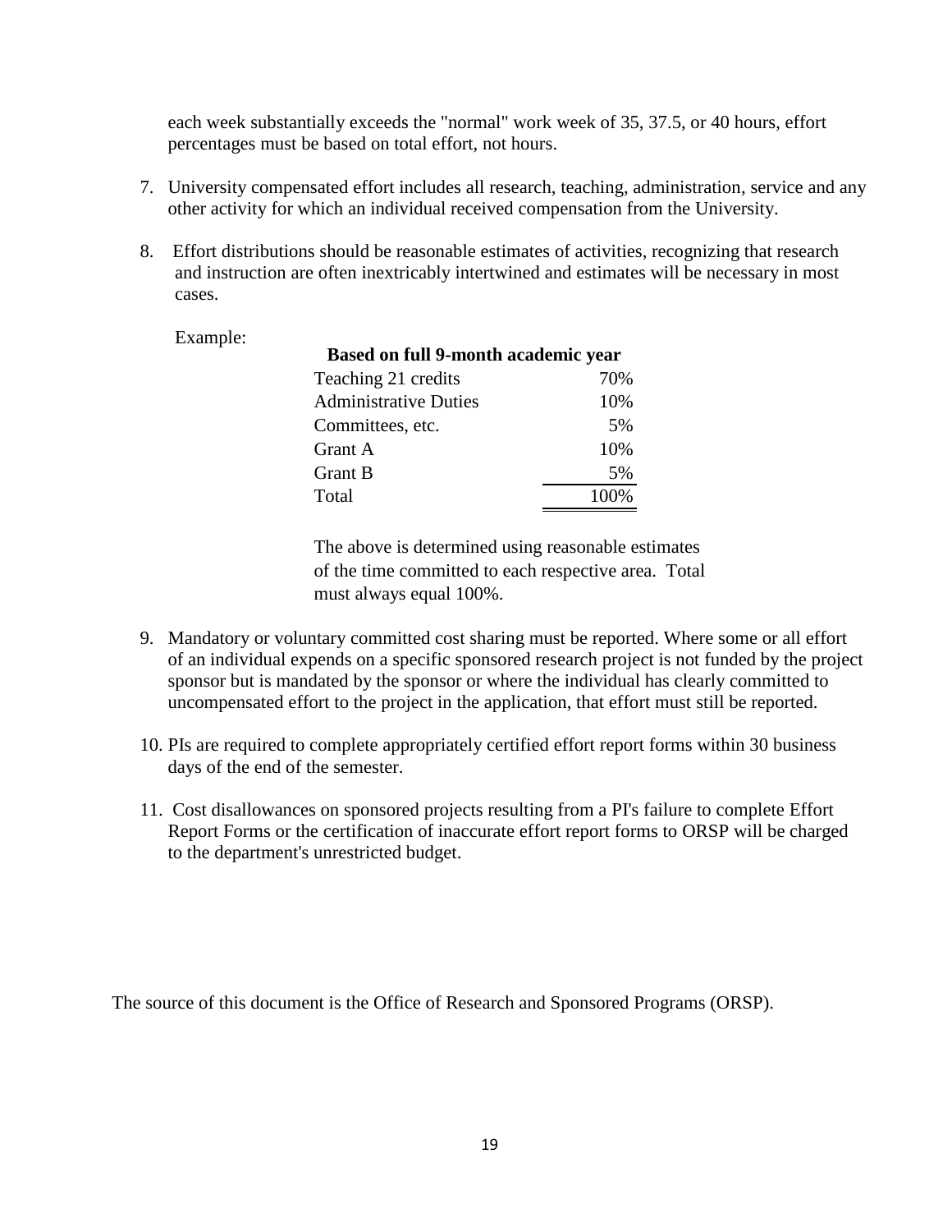each week substantially exceeds the "normal" work week of 35, 37.5, or 40 hours, effort percentages must be based on total effort, not hours.

7. University compensated effort includes all research, teaching, administration, service and any other activity for which an individual received compensation from the University.

8. Effort distributions should be reasonable estimates of activities, recognizing that research and instruction are often inextricably intertwined and estimates will be necessary in most cases.

Example:

| Based on full 9-month academic year | |
|---|---|
| Teaching 21 credits | 70% |
| Administrative Duties | 10% |
| Committees, etc. | 5% |
| Grant A | 10% |
| Grant B | 5% |
| Total | 100% |

The above is determined using reasonable estimates of the time committed to each respective area. Total must always equal 100%.

9. Mandatory or voluntary committed cost sharing must be reported. Where some or all effort of an individual expends on a specific sponsored research project is not funded by the project sponsor but is mandated by the sponsor or where the individual has clearly committed to uncompensated effort to the project in the application, that effort must still be reported.

10. PIs are required to complete appropriately certified effort report forms within 30 business days of the end of the semester.

11. Cost disallowances on sponsored projects resulting from a PI's failure to complete Effort Report Forms or the certification of inaccurate effort report forms to ORSP will be charged to the department's unrestricted budget.

The source of this document is the Office of Research and Sponsored Programs (ORSP).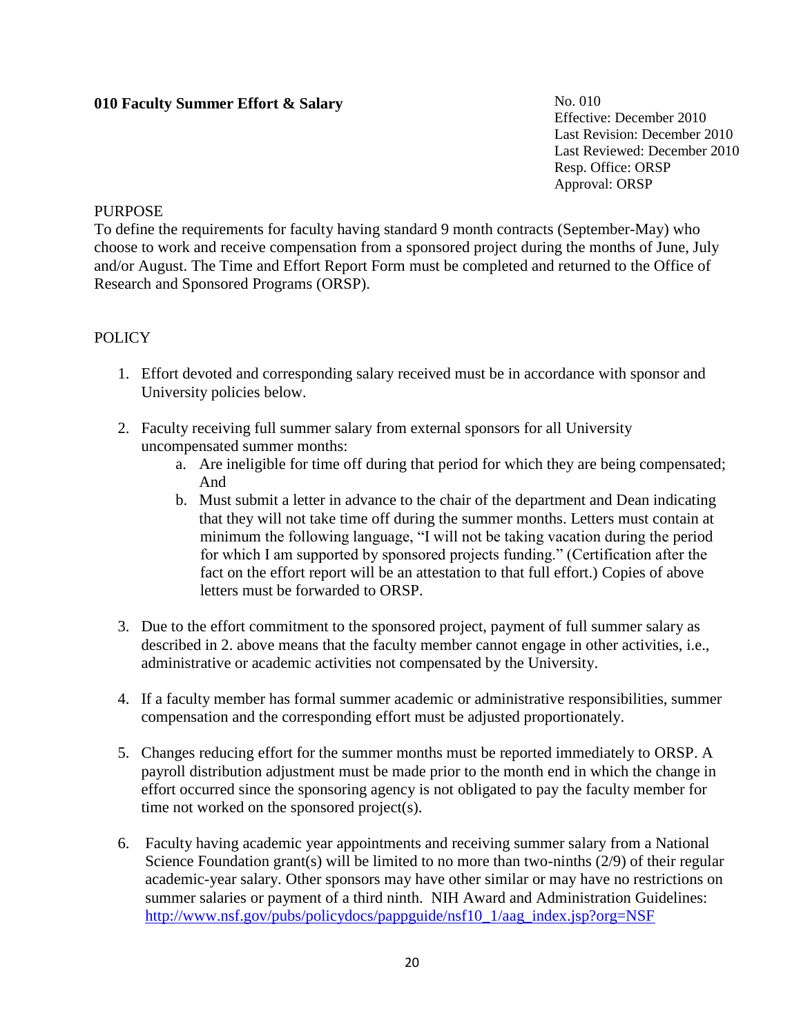## 010 Faculty Summer Effort & Salary

No. 010
Effective: December 2010
Last Revision: December 2010
Last Reviewed: December 2010
Resp. Office: ORSP
Approval: ORSP

PURPOSE

To define the requirements for faculty having standard 9 month contracts (September-May) who choose to work and receive compensation from a sponsored project during the months of June, July and/or August. The Time and Effort Report Form must be completed and returned to the Office of Research and Sponsored Programs (ORSP).

POLICY

1. Effort devoted and corresponding salary received must be in accordance with sponsor and University policies below.

2. Faculty receiving full summer salary from external sponsors for all University uncompensated summer months:
    a. Are ineligible for time off during that period for which they are being compensated; And
    b. Must submit a letter in advance to the chair of the department and Dean indicating that they will not take time off during the summer months. Letters must contain at minimum the following language, "I will not be taking vacation during the period for which I am supported by sponsored projects funding." (Certification after the fact on the effort report will be an attestation to that full effort.) Copies of above letters must be forwarded to ORSP.

3. Due to the effort commitment to the sponsored project, payment of full summer salary as described in 2. above means that the faculty member cannot engage in other activities, i.e., administrative or academic activities not compensated by the University.

4. If a faculty member has formal summer academic or administrative responsibilities, summer compensation and the corresponding effort must be adjusted proportionately.

5. Changes reducing effort for the summer months must be reported immediately to ORSP. A payroll distribution adjustment must be made prior to the month end in which the change in effort occurred since the sponsoring agency is not obligated to pay the faculty member for time not worked on the sponsored project(s).

6. Faculty having academic year appointments and receiving summer salary from a National Science Foundation grant(s) will be limited to no more than two-ninths (2/9) of their regular academic-year salary. Other sponsors may have other similar or may have no restrictions on summer salaries or payment of a third ninth. NIH Award and Administration Guidelines: [http://www.nsf.gov/pubs/policydocs/pappguide/nsf10_1/aag_index.jsp?org=NSF](http://www.nsf.gov/pubs/policydocs/pappguide/nsf10_1/aag_index.jsp?org=NSF)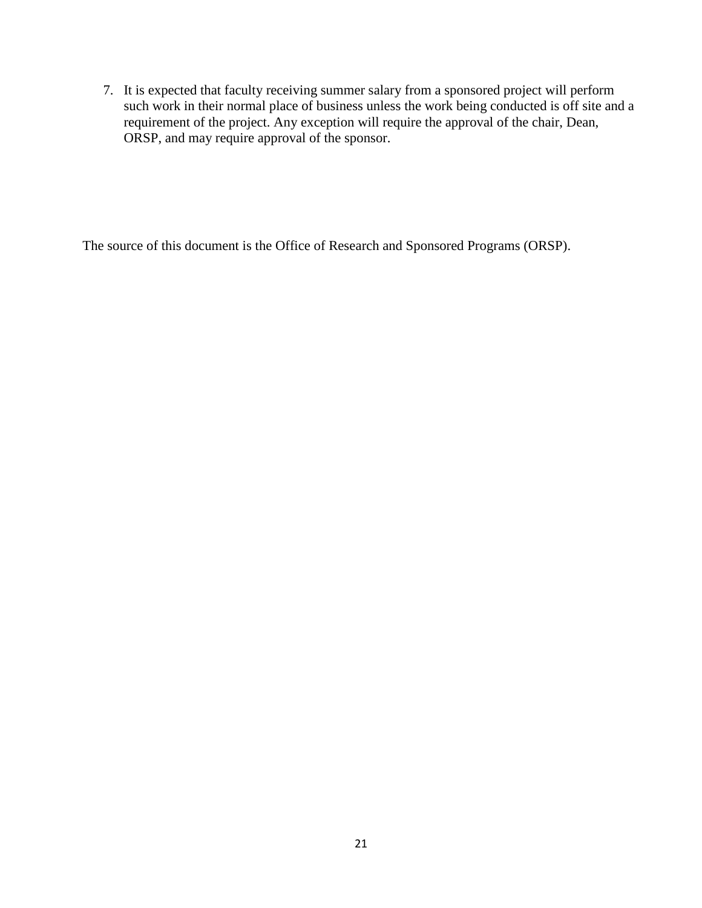7. It is expected that faculty receiving summer salary from a sponsored project will perform such work in their normal place of business unless the work being conducted is off site and a requirement of the project. Any exception will require the approval of the chair, Dean, ORSP, and may require approval of the sponsor.

The source of this document is the Office of Research and Sponsored Programs (ORSP).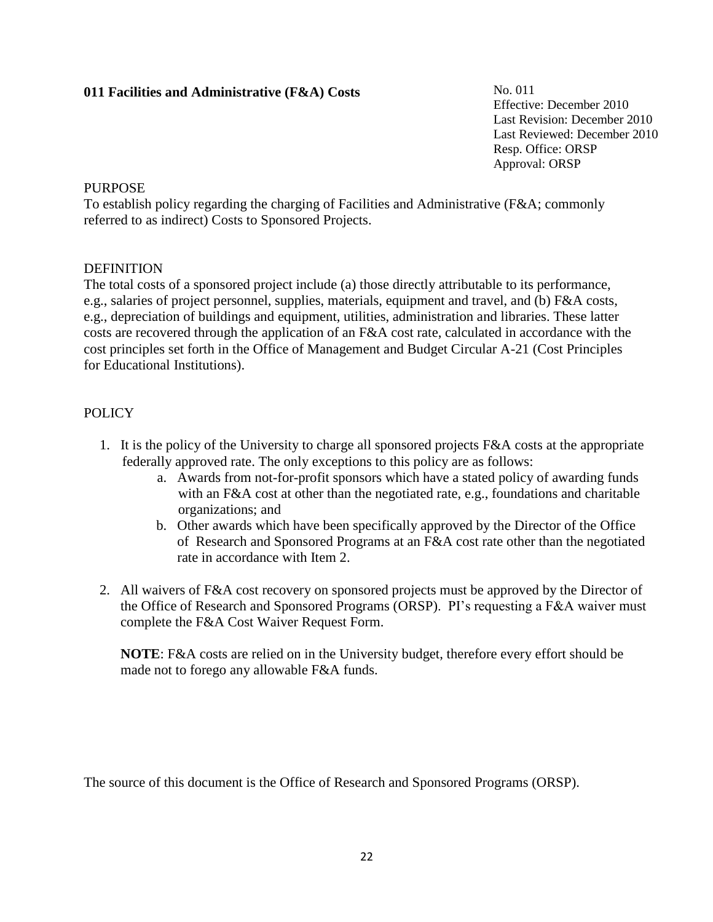## 011 Facilities and Administrative (F&A) Costs

No. 011
Effective: December 2010
Last Revision: December 2010
Last Reviewed: December 2010
Resp. Office: ORSP
Approval: ORSP

### PURPOSE

To establish policy regarding the charging of Facilities and Administrative (F&A; commonly referred to as indirect) Costs to Sponsored Projects.

### DEFINITION

The total costs of a sponsored project include (a) those directly attributable to its performance, e.g., salaries of project personnel, supplies, materials, equipment and travel, and (b) F&A costs, e.g., depreciation of buildings and equipment, utilities, administration and libraries. These latter costs are recovered through the application of an F&A cost rate, calculated in accordance with the cost principles set forth in the Office of Management and Budget Circular A-21 (Cost Principles for Educational Institutions).

### POLICY

1. It is the policy of the University to charge all sponsored projects F&A costs at the appropriate federally approved rate. The only exceptions to this policy are as follows:
   a. Awards from not-for-profit sponsors which have a stated policy of awarding funds with an F&A cost at other than the negotiated rate, e.g., foundations and charitable organizations; and
   b. Other awards which have been specifically approved by the Director of the Office of Research and Sponsored Programs at an F&A cost rate other than the negotiated rate in accordance with Item 2.

2. All waivers of F&A cost recovery on sponsored projects must be approved by the Director of the Office of Research and Sponsored Programs (ORSP). PI's requesting a F&A waiver must complete the F&A Cost Waiver Request Form.

   **NOTE**: F&A costs are relied on in the University budget, therefore every effort should be made not to forego any allowable F&A funds.

The source of this document is the Office of Research and Sponsored Programs (ORSP).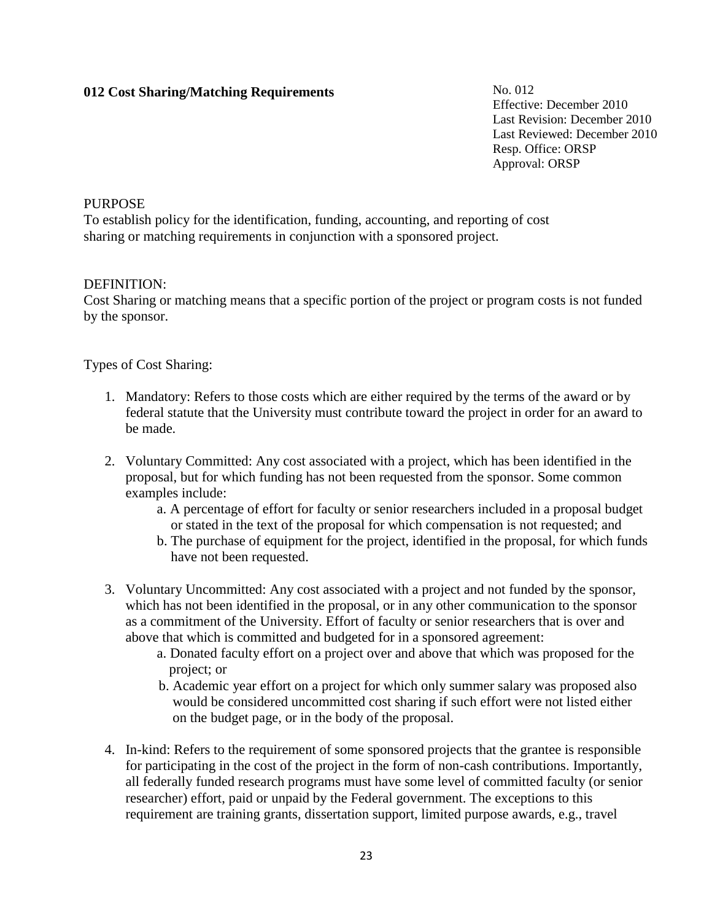**012 Cost Sharing/Matching Requirements**

No. 012
Effective: December 2010
Last Revision: December 2010
Last Reviewed: December 2010
Resp. Office: ORSP
Approval: ORSP

PURPOSE
To establish policy for the identification, funding, accounting, and reporting of cost sharing or matching requirements in conjunction with a sponsored project.

DEFINITION:
Cost Sharing or matching means that a specific portion of the project or program costs is not funded by the sponsor.

Types of Cost Sharing:

1. Mandatory: Refers to those costs which are either required by the terms of the award or by federal statute that the University must contribute toward the project in order for an award to be made.

2. Voluntary Committed: Any cost associated with a project, which has been identified in the proposal, but for which funding has not been requested from the sponsor. Some common examples include:
   a. A percentage of effort for faculty or senior researchers included in a proposal budget or stated in the text of the proposal for which compensation is not requested; and
   b. The purchase of equipment for the project, identified in the proposal, for which funds have not been requested.

3. Voluntary Uncommitted: Any cost associated with a project and not funded by the sponsor, which has not been identified in the proposal, or in any other communication to the sponsor as a commitment of the University. Effort of faculty or senior researchers that is over and above that which is committed and budgeted for in a sponsored agreement:
   a. Donated faculty effort on a project over and above that which was proposed for the project; or
   b. Academic year effort on a project for which only summer salary was proposed also would be considered uncommitted cost sharing if such effort were not listed either on the budget page, or in the body of the proposal.

4. In-kind: Refers to the requirement of some sponsored projects that the grantee is responsible for participating in the cost of the project in the form of non-cash contributions. Importantly, all federally funded research programs must have some level of committed faculty (or senior researcher) effort, paid or unpaid by the Federal government. The exceptions to this requirement are training grants, dissertation support, limited purpose awards, e.g., travel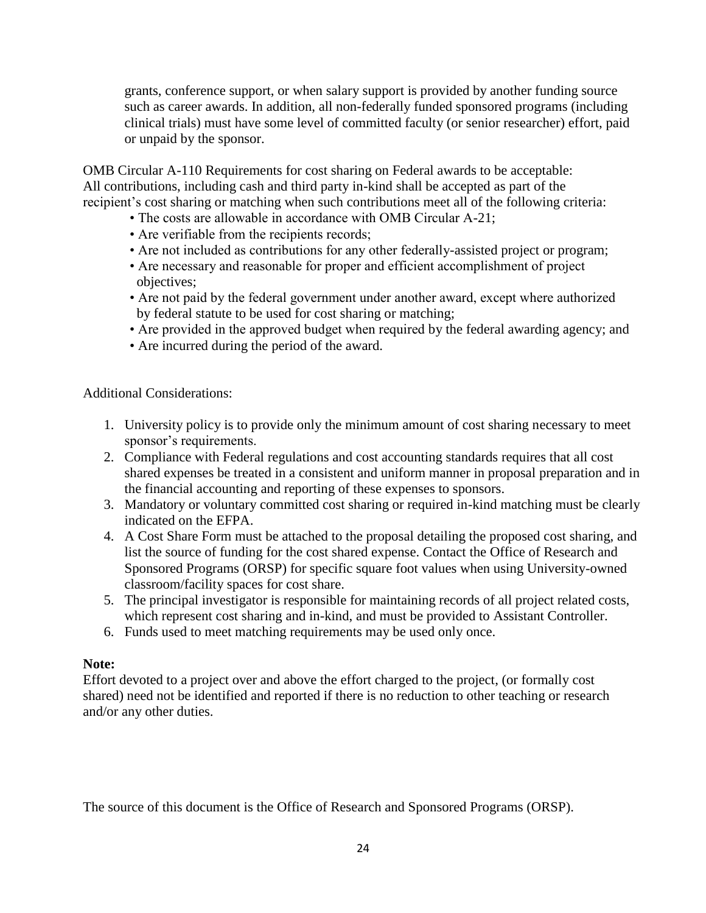grants, conference support, or when salary support is provided by another funding source such as career awards. In addition, all non-federally funded sponsored programs (including clinical trials) must have some level of committed faculty (or senior researcher) effort, paid or unpaid by the sponsor.

OMB Circular A-110 Requirements for cost sharing on Federal awards to be acceptable:
All contributions, including cash and third party in-kind shall be accepted as part of the recipient's cost sharing or matching when such contributions meet all of the following criteria:

- The costs are allowable in accordance with OMB Circular A-21;
- Are verifiable from the recipients records;
- Are not included as contributions for any other federally-assisted project or program;
- Are necessary and reasonable for proper and efficient accomplishment of project objectives;
- Are not paid by the federal government under another award, except where authorized by federal statute to be used for cost sharing or matching;
- Are provided in the approved budget when required by the federal awarding agency; and
- Are incurred during the period of the award.

Additional Considerations:

1. University policy is to provide only the minimum amount of cost sharing necessary to meet sponsor's requirements.
2. Compliance with Federal regulations and cost accounting standards requires that all cost shared expenses be treated in a consistent and uniform manner in proposal preparation and in the financial accounting and reporting of these expenses to sponsors.
3. Mandatory or voluntary committed cost sharing or required in-kind matching must be clearly indicated on the EFPA.
4. A Cost Share Form must be attached to the proposal detailing the proposed cost sharing, and list the source of funding for the cost shared expense. Contact the Office of Research and Sponsored Programs (ORSP) for specific square foot values when using University-owned classroom/facility spaces for cost share.
5. The principal investigator is responsible for maintaining records of all project related costs, which represent cost sharing and in-kind, and must be provided to Assistant Controller.
6. Funds used to meet matching requirements may be used only once.

**Note:**
Effort devoted to a project over and above the effort charged to the project, (or formally cost shared) need not be identified and reported if there is no reduction to other teaching or research and/or any other duties.

The source of this document is the Office of Research and Sponsored Programs (ORSP).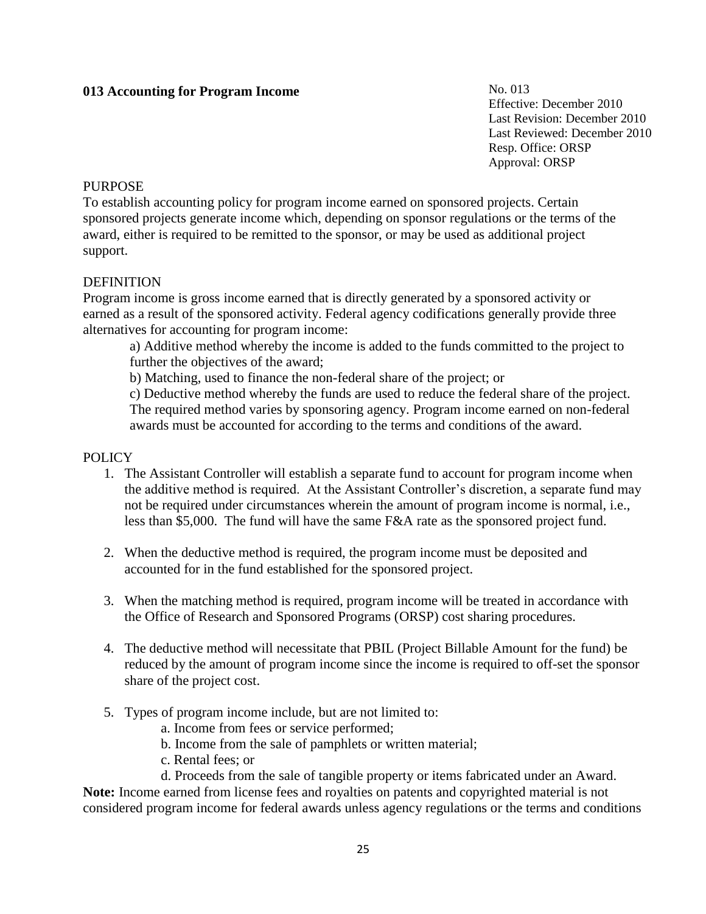## 013 Accounting for Program Income

No. 013
Effective: December 2010
Last Revision: December 2010
Last Reviewed: December 2010
Resp. Office: ORSP
Approval: ORSP

### PURPOSE

To establish accounting policy for program income earned on sponsored projects. Certain sponsored projects generate income which, depending on sponsor regulations or the terms of the award, either is required to be remitted to the sponsor, or may be used as additional project support.

### DEFINITION

Program income is gross income earned that is directly generated by a sponsored activity or earned as a result of the sponsored activity. Federal agency codifications generally provide three alternatives for accounting for program income:

a) Additive method whereby the income is added to the funds committed to the project to further the objectives of the award;

b) Matching, used to finance the non-federal share of the project; or

c) Deductive method whereby the funds are used to reduce the federal share of the project. The required method varies by sponsoring agency. Program income earned on non-federal awards must be accounted for according to the terms and conditions of the award.

### POLICY

1. The Assistant Controller will establish a separate fund to account for program income when the additive method is required. At the Assistant Controller's discretion, a separate fund may not be required under circumstances wherein the amount of program income is normal, i.e., less than $5,000. The fund will have the same F&A rate as the sponsored project fund.

2. When the deductive method is required, the program income must be deposited and accounted for in the fund established for the sponsored project.

3. When the matching method is required, program income will be treated in accordance with the Office of Research and Sponsored Programs (ORSP) cost sharing procedures.

4. The deductive method will necessitate that PBIL (Project Billable Amount for the fund) be reduced by the amount of program income since the income is required to off-set the sponsor share of the project cost.

5. Types of program income include, but are not limited to:
   - a. Income from fees or service performed;
   - b. Income from the sale of pamphlets or written material;
   - c. Rental fees; or
   - d. Proceeds from the sale of tangible property or items fabricated under an Award.

**Note:** Income earned from license fees and royalties on patents and copyrighted material is not considered program income for federal awards unless agency regulations or the terms and conditions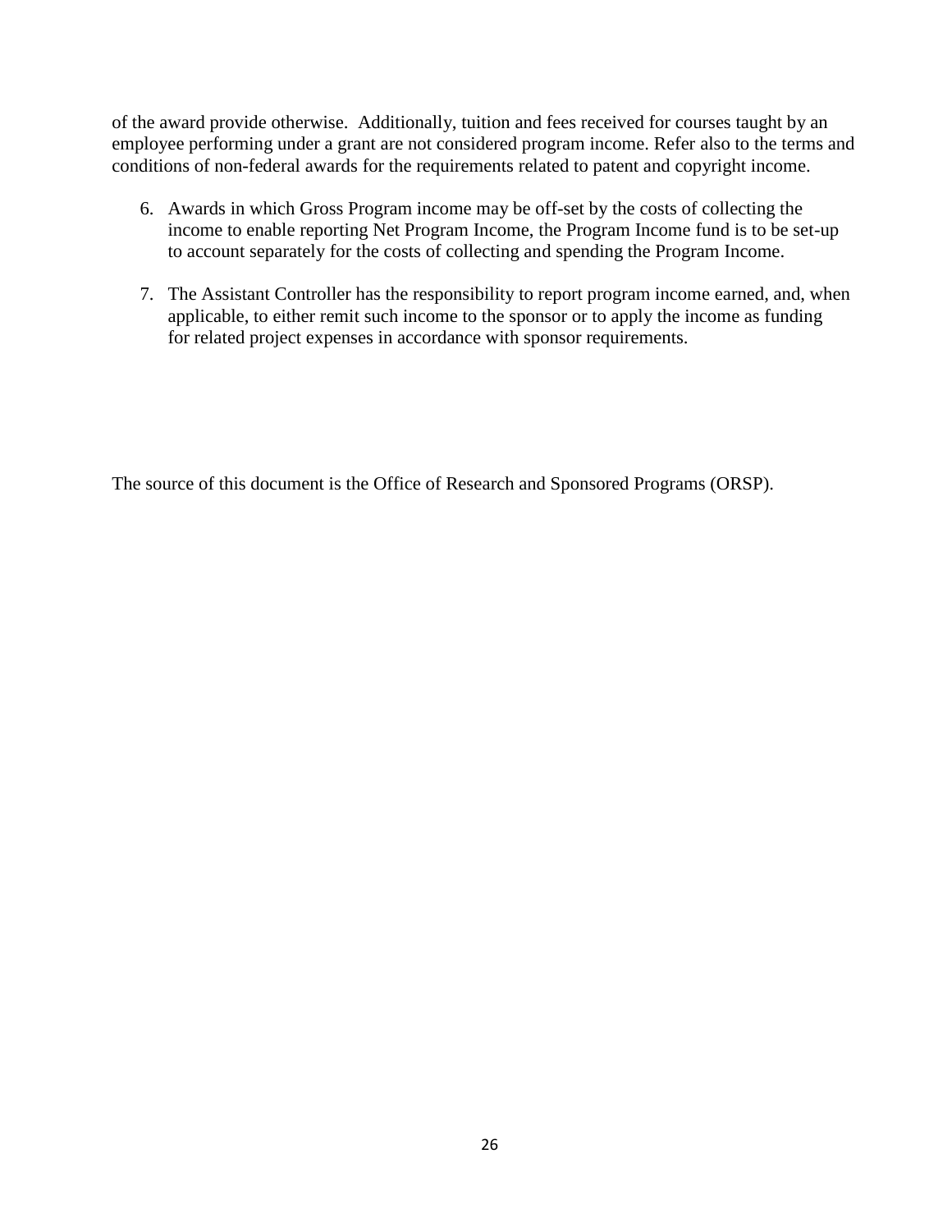of the award provide otherwise. Additionally, tuition and fees received for courses taught by an employee performing under a grant are not considered program income. Refer also to the terms and conditions of non-federal awards for the requirements related to patent and copyright income.

6. Awards in which Gross Program income may be off-set by the costs of collecting the income to enable reporting Net Program Income, the Program Income fund is to be set-up to account separately for the costs of collecting and spending the Program Income.

7. The Assistant Controller has the responsibility to report program income earned, and, when applicable, to either remit such income to the sponsor or to apply the income as funding for related project expenses in accordance with sponsor requirements.

The source of this document is the Office of Research and Sponsored Programs (ORSP).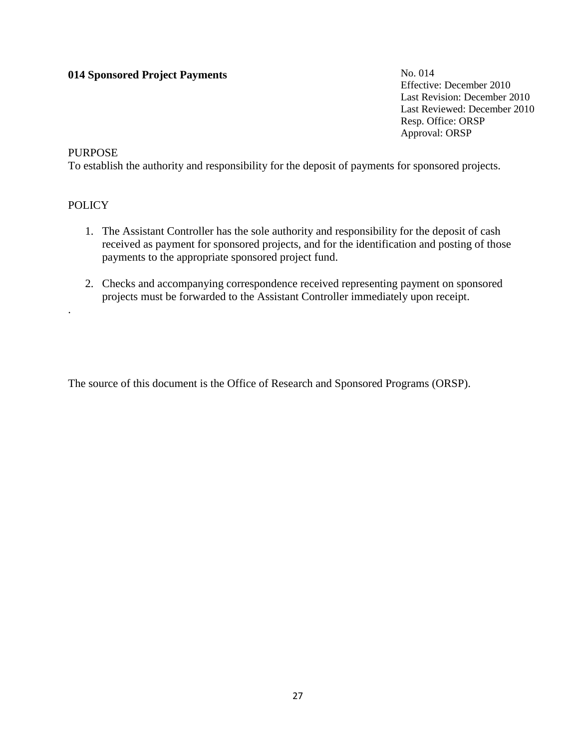**014 Sponsored Project Payments**

No. 014
Effective: December 2010
Last Revision: December 2010
Last Reviewed: December 2010
Resp. Office: ORSP
Approval: ORSP

PURPOSE

To establish the authority and responsibility for the deposit of payments for sponsored projects.

POLICY

1. The Assistant Controller has the sole authority and responsibility for the deposit of cash received as payment for sponsored projects, and for the identification and posting of those payments to the appropriate sponsored project fund.

2. Checks and accompanying correspondence received representing payment on sponsored projects must be forwarded to the Assistant Controller immediately upon receipt.

.

The source of this document is the Office of Research and Sponsored Programs (ORSP).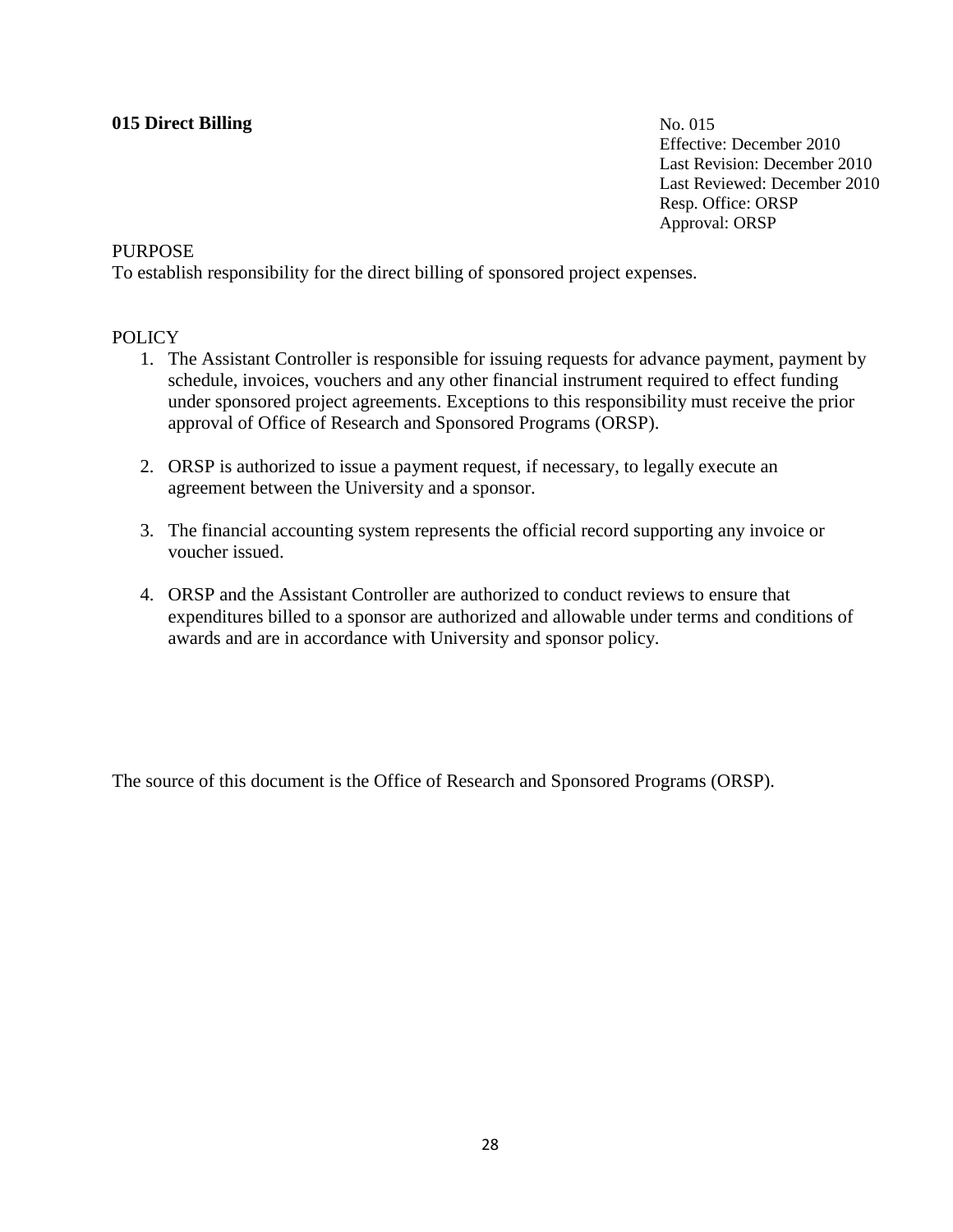## 015 Direct Billing

No. 015
Effective: December 2010
Last Revision: December 2010
Last Reviewed: December 2010
Resp. Office: ORSP
Approval: ORSP

PURPOSE

To establish responsibility for the direct billing of sponsored project expenses.

POLICY

1. The Assistant Controller is responsible for issuing requests for advance payment, payment by schedule, invoices, vouchers and any other financial instrument required to effect funding under sponsored project agreements. Exceptions to this responsibility must receive the prior approval of Office of Research and Sponsored Programs (ORSP).

2. ORSP is authorized to issue a payment request, if necessary, to legally execute an agreement between the University and a sponsor.

3. The financial accounting system represents the official record supporting any invoice or voucher issued.

4. ORSP and the Assistant Controller are authorized to conduct reviews to ensure that expenditures billed to a sponsor are authorized and allowable under terms and conditions of awards and are in accordance with University and sponsor policy.

The source of this document is the Office of Research and Sponsored Programs (ORSP).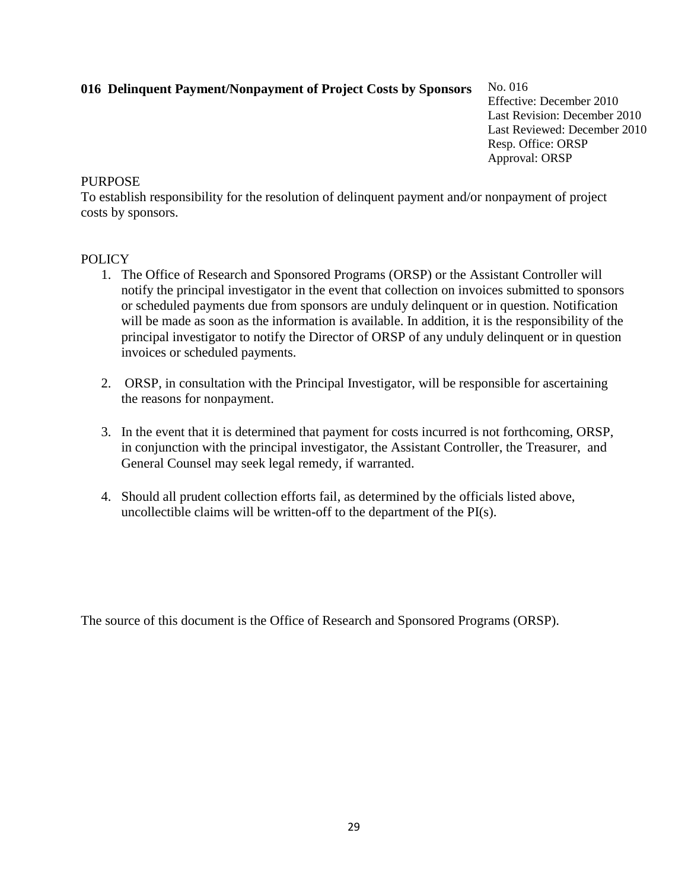## 016 Delinquent Payment/Nonpayment of Project Costs by Sponsors

No. 016
Effective: December 2010
Last Revision: December 2010
Last Reviewed: December 2010
Resp. Office: ORSP
Approval: ORSP

PURPOSE

To establish responsibility for the resolution of delinquent payment and/or nonpayment of project costs by sponsors.

POLICY

1. The Office of Research and Sponsored Programs (ORSP) or the Assistant Controller will notify the principal investigator in the event that collection on invoices submitted to sponsors or scheduled payments due from sponsors are unduly delinquent or in question. Notification will be made as soon as the information is available. In addition, it is the responsibility of the principal investigator to notify the Director of ORSP of any unduly delinquent or in question invoices or scheduled payments.

2. ORSP, in consultation with the Principal Investigator, will be responsible for ascertaining the reasons for nonpayment.

3. In the event that it is determined that payment for costs incurred is not forthcoming, ORSP, in conjunction with the principal investigator, the Assistant Controller, the Treasurer, and General Counsel may seek legal remedy, if warranted.

4. Should all prudent collection efforts fail, as determined by the officials listed above, uncollectible claims will be written-off to the department of the PI(s).

The source of this document is the Office of Research and Sponsored Programs (ORSP).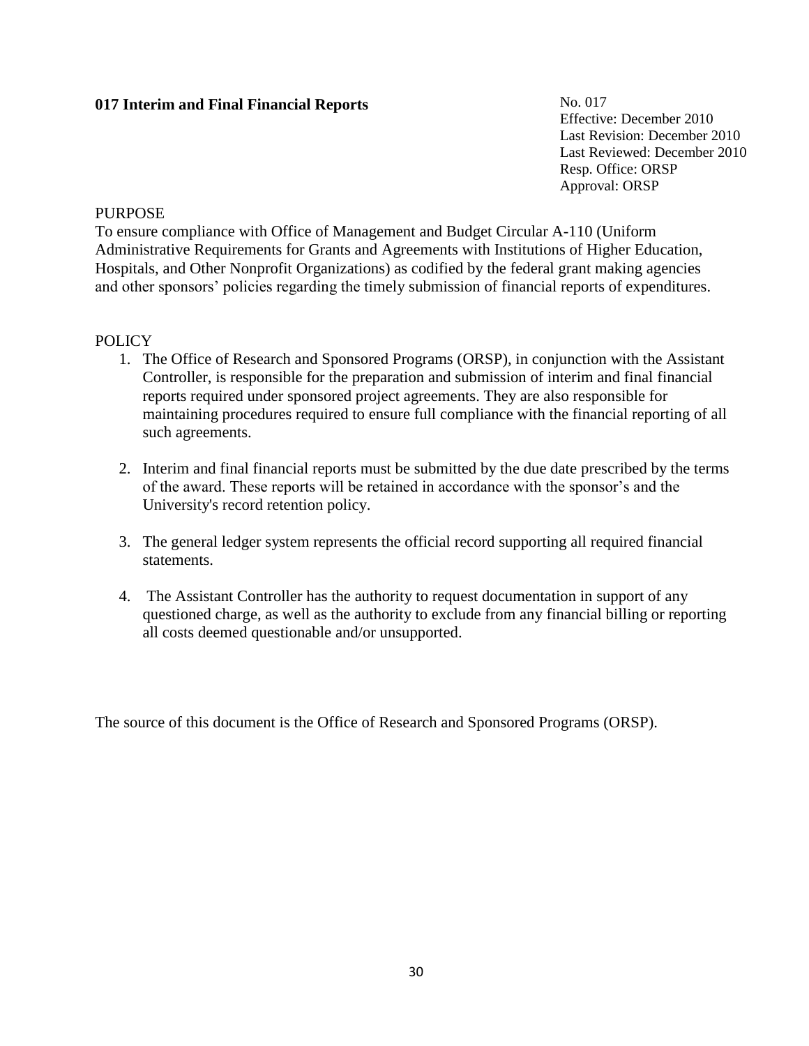## 017 Interim and Final Financial Reports

No. 017
Effective: December 2010
Last Revision: December 2010
Last Reviewed: December 2010
Resp. Office: ORSP
Approval: ORSP

PURPOSE

To ensure compliance with Office of Management and Budget Circular A-110 (Uniform Administrative Requirements for Grants and Agreements with Institutions of Higher Education, Hospitals, and Other Nonprofit Organizations) as codified by the federal grant making agencies and other sponsors' policies regarding the timely submission of financial reports of expenditures.

POLICY

1. The Office of Research and Sponsored Programs (ORSP), in conjunction with the Assistant Controller, is responsible for the preparation and submission of interim and final financial reports required under sponsored project agreements. They are also responsible for maintaining procedures required to ensure full compliance with the financial reporting of all such agreements.
2. Interim and final financial reports must be submitted by the due date prescribed by the terms of the award. These reports will be retained in accordance with the sponsor's and the University's record retention policy.
3. The general ledger system represents the official record supporting all required financial statements.
4. The Assistant Controller has the authority to request documentation in support of any questioned charge, as well as the authority to exclude from any financial billing or reporting all costs deemed questionable and/or unsupported.

The source of this document is the Office of Research and Sponsored Programs (ORSP).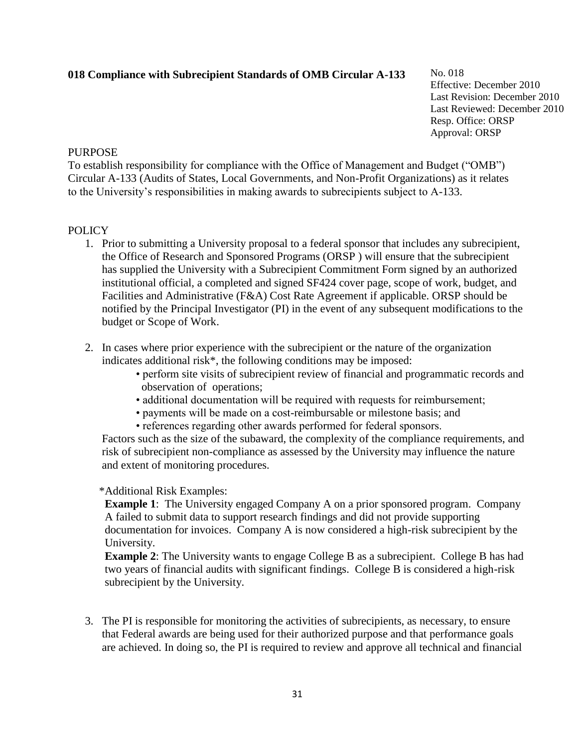**018 Compliance with Subrecipient Standards of OMB Circular A-133**

No. 018
Effective: December 2010
Last Revision: December 2010
Last Reviewed: December 2010
Resp. Office: ORSP
Approval: ORSP

PURPOSE

To establish responsibility for compliance with the Office of Management and Budget ("OMB") Circular A-133 (Audits of States, Local Governments, and Non-Profit Organizations) as it relates to the University's responsibilities in making awards to subrecipients subject to A-133.

POLICY

1. Prior to submitting a University proposal to a federal sponsor that includes any subrecipient, the Office of Research and Sponsored Programs (ORSP ) will ensure that the subrecipient has supplied the University with a Subrecipient Commitment Form signed by an authorized institutional official, a completed and signed SF424 cover page, scope of work, budget, and Facilities and Administrative (F&A) Cost Rate Agreement if applicable. ORSP should be notified by the Principal Investigator (PI) in the event of any subsequent modifications to the budget or Scope of Work.

2. In cases where prior experience with the subrecipient or the nature of the organization indicates additional risk*, the following conditions may be imposed:
   - perform site visits of subrecipient review of financial and programmatic records and observation of operations;
   - additional documentation will be required with requests for reimbursement;
   - payments will be made on a cost-reimbursable or milestone basis; and
   - references regarding other awards performed for federal sponsors.

   Factors such as the size of the subaward, the complexity of the compliance requirements, and risk of subrecipient non-compliance as assessed by the University may influence the nature and extent of monitoring procedures.

   *Additional Risk Examples:

   **Example 1**: The University engaged Company A on a prior sponsored program. Company A failed to submit data to support research findings and did not provide supporting documentation for invoices. Company A is now considered a high-risk subrecipient by the University.

   **Example 2**: The University wants to engage College B as a subrecipient. College B has had two years of financial audits with significant findings. College B is considered a high-risk subrecipient by the University.

3. The PI is responsible for monitoring the activities of subrecipients, as necessary, to ensure that Federal awards are being used for their authorized purpose and that performance goals are achieved. In doing so, the PI is required to review and approve all technical and financial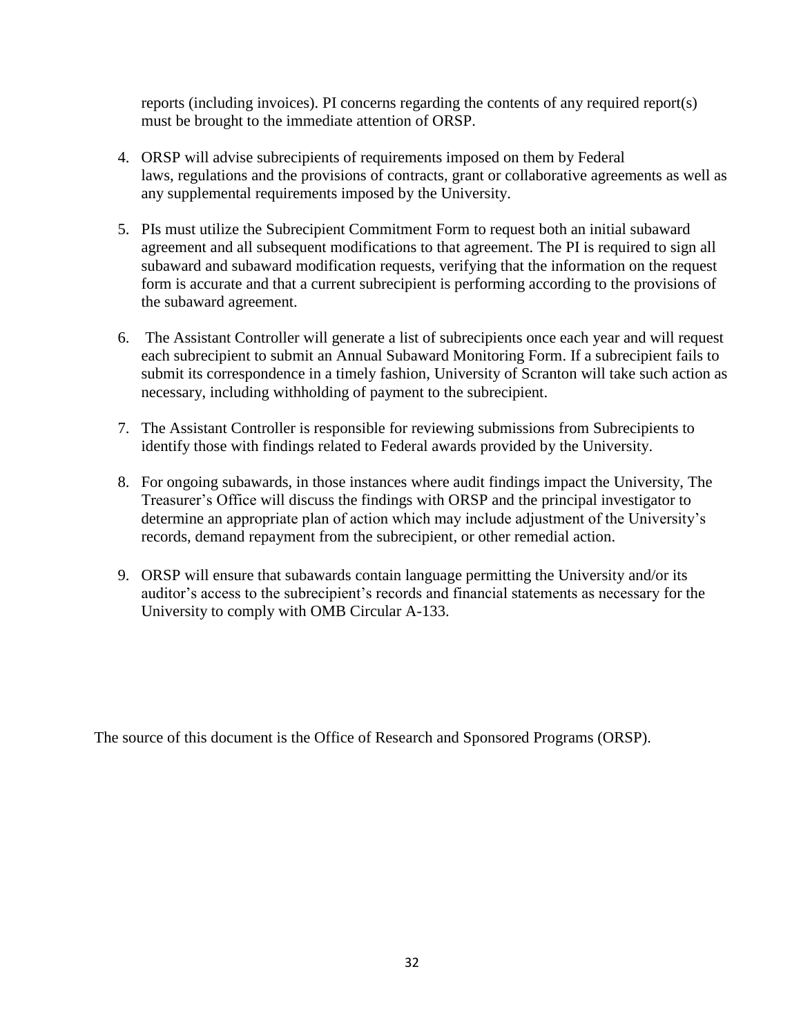reports (including invoices). PI concerns regarding the contents of any required report(s) must be brought to the immediate attention of ORSP.

4. ORSP will advise subrecipients of requirements imposed on them by Federal laws, regulations and the provisions of contracts, grant or collaborative agreements as well as any supplemental requirements imposed by the University.

5. PIs must utilize the Subrecipient Commitment Form to request both an initial subaward agreement and all subsequent modifications to that agreement. The PI is required to sign all subaward and subaward modification requests, verifying that the information on the request form is accurate and that a current subrecipient is performing according to the provisions of the subaward agreement.

6. The Assistant Controller will generate a list of subrecipients once each year and will request each subrecipient to submit an Annual Subaward Monitoring Form. If a subrecipient fails to submit its correspondence in a timely fashion, University of Scranton will take such action as necessary, including withholding of payment to the subrecipient.

7. The Assistant Controller is responsible for reviewing submissions from Subrecipients to identify those with findings related to Federal awards provided by the University.

8. For ongoing subawards, in those instances where audit findings impact the University, The Treasurer's Office will discuss the findings with ORSP and the principal investigator to determine an appropriate plan of action which may include adjustment of the University's records, demand repayment from the subrecipient, or other remedial action.

9. ORSP will ensure that subawards contain language permitting the University and/or its auditor's access to the subrecipient's records and financial statements as necessary for the University to comply with OMB Circular A-133.

The source of this document is the Office of Research and Sponsored Programs (ORSP).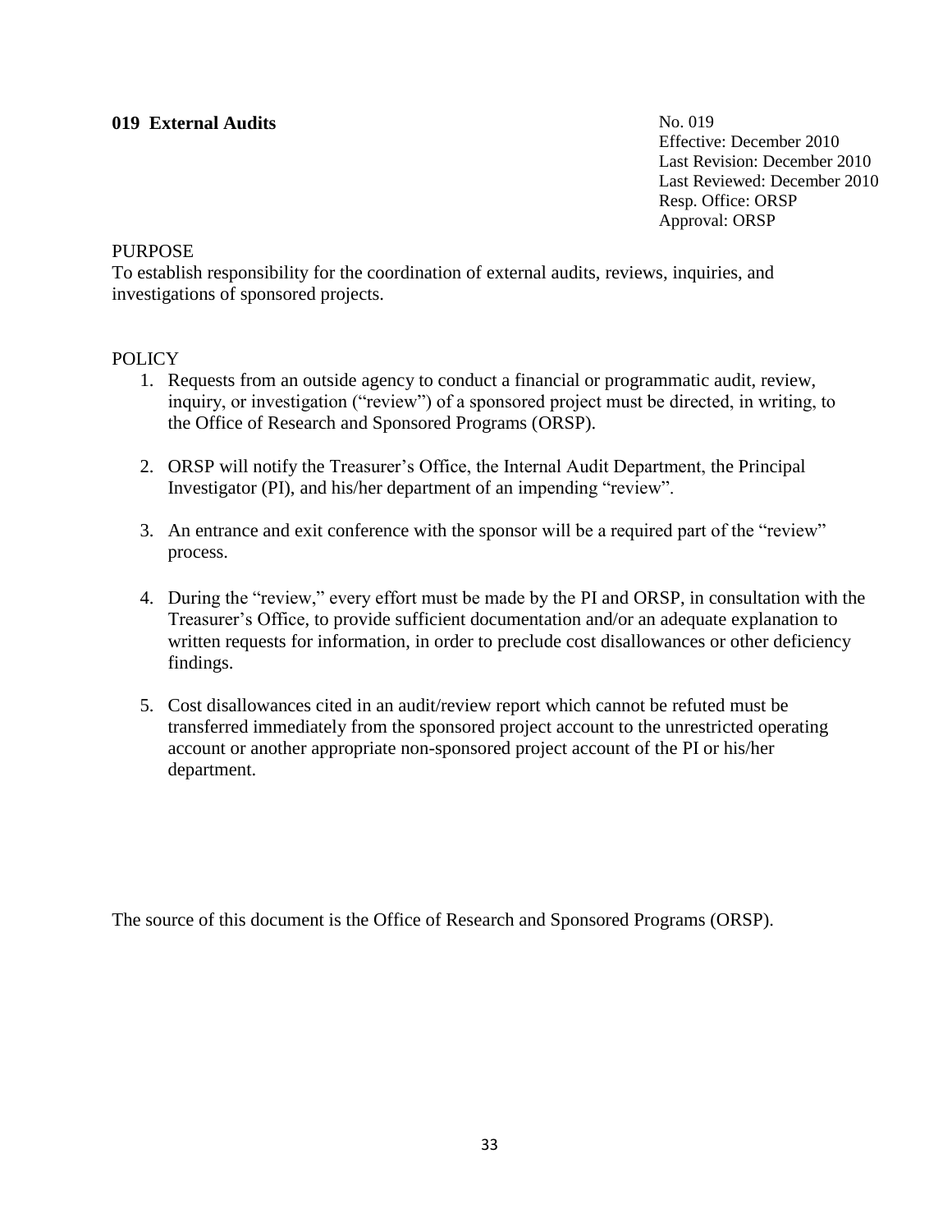## 019 External Audits

No. 019
Effective: December 2010
Last Revision: December 2010
Last Reviewed: December 2010
Resp. Office: ORSP
Approval: ORSP

PURPOSE

To establish responsibility for the coordination of external audits, reviews, inquiries, and investigations of sponsored projects.

POLICY

1. Requests from an outside agency to conduct a financial or programmatic audit, review, inquiry, or investigation ("review") of a sponsored project must be directed, in writing, to the Office of Research and Sponsored Programs (ORSP).

2. ORSP will notify the Treasurer's Office, the Internal Audit Department, the Principal Investigator (PI), and his/her department of an impending "review".

3. An entrance and exit conference with the sponsor will be a required part of the "review" process.

4. During the "review," every effort must be made by the PI and ORSP, in consultation with the Treasurer's Office, to provide sufficient documentation and/or an adequate explanation to written requests for information, in order to preclude cost disallowances or other deficiency findings.

5. Cost disallowances cited in an audit/review report which cannot be refuted must be transferred immediately from the sponsored project account to the unrestricted operating account or another appropriate non-sponsored project account of the PI or his/her department.

The source of this document is the Office of Research and Sponsored Programs (ORSP).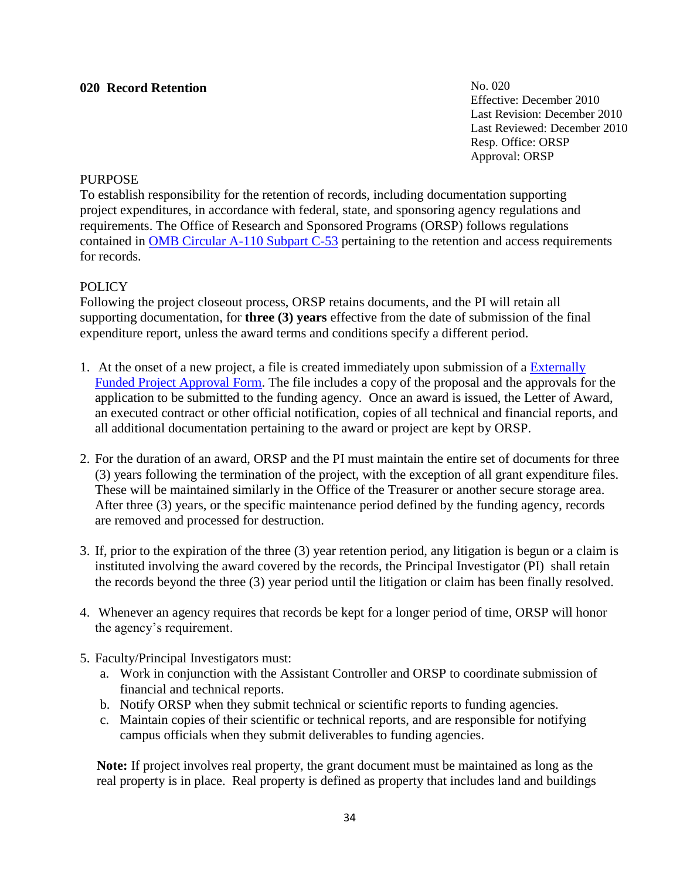## 020 Record Retention

No. 020
Effective: December 2010
Last Revision: December 2010
Last Reviewed: December 2010
Resp. Office: ORSP
Approval: ORSP

PURPOSE

To establish responsibility for the retention of records, including documentation supporting project expenditures, in accordance with federal, state, and sponsoring agency regulations and requirements. The Office of Research and Sponsored Programs (ORSP) follows regulations contained in OMB Circular A-110 Subpart C-53 pertaining to the retention and access requirements for records.

POLICY

Following the project closeout process, ORSP retains documents, and the PI will retain all supporting documentation, for **three (3) years** effective from the date of submission of the final expenditure report, unless the award terms and conditions specify a different period.

1. At the onset of a new project, a file is created immediately upon submission of a Externally Funded Project Approval Form. The file includes a copy of the proposal and the approvals for the application to be submitted to the funding agency. Once an award is issued, the Letter of Award, an executed contract or other official notification, copies of all technical and financial reports, and all additional documentation pertaining to the award or project are kept by ORSP.

2. For the duration of an award, ORSP and the PI must maintain the entire set of documents for three (3) years following the termination of the project, with the exception of all grant expenditure files. These will be maintained similarly in the Office of the Treasurer or another secure storage area. After three (3) years, or the specific maintenance period defined by the funding agency, records are removed and processed for destruction.

3. If, prior to the expiration of the three (3) year retention period, any litigation is begun or a claim is instituted involving the award covered by the records, the Principal Investigator (PI) shall retain the records beyond the three (3) year period until the litigation or claim has been finally resolved.

4. Whenever an agency requires that records be kept for a longer period of time, ORSP will honor the agency's requirement.

5. Faculty/Principal Investigators must:
   a. Work in conjunction with the Assistant Controller and ORSP to coordinate submission of financial and technical reports.
   b. Notify ORSP when they submit technical or scientific reports to funding agencies.
   c. Maintain copies of their scientific or technical reports, and are responsible for notifying campus officials when they submit deliverables to funding agencies.

**Note:** If project involves real property, the grant document must be maintained as long as the real property is in place. Real property is defined as property that includes land and buildings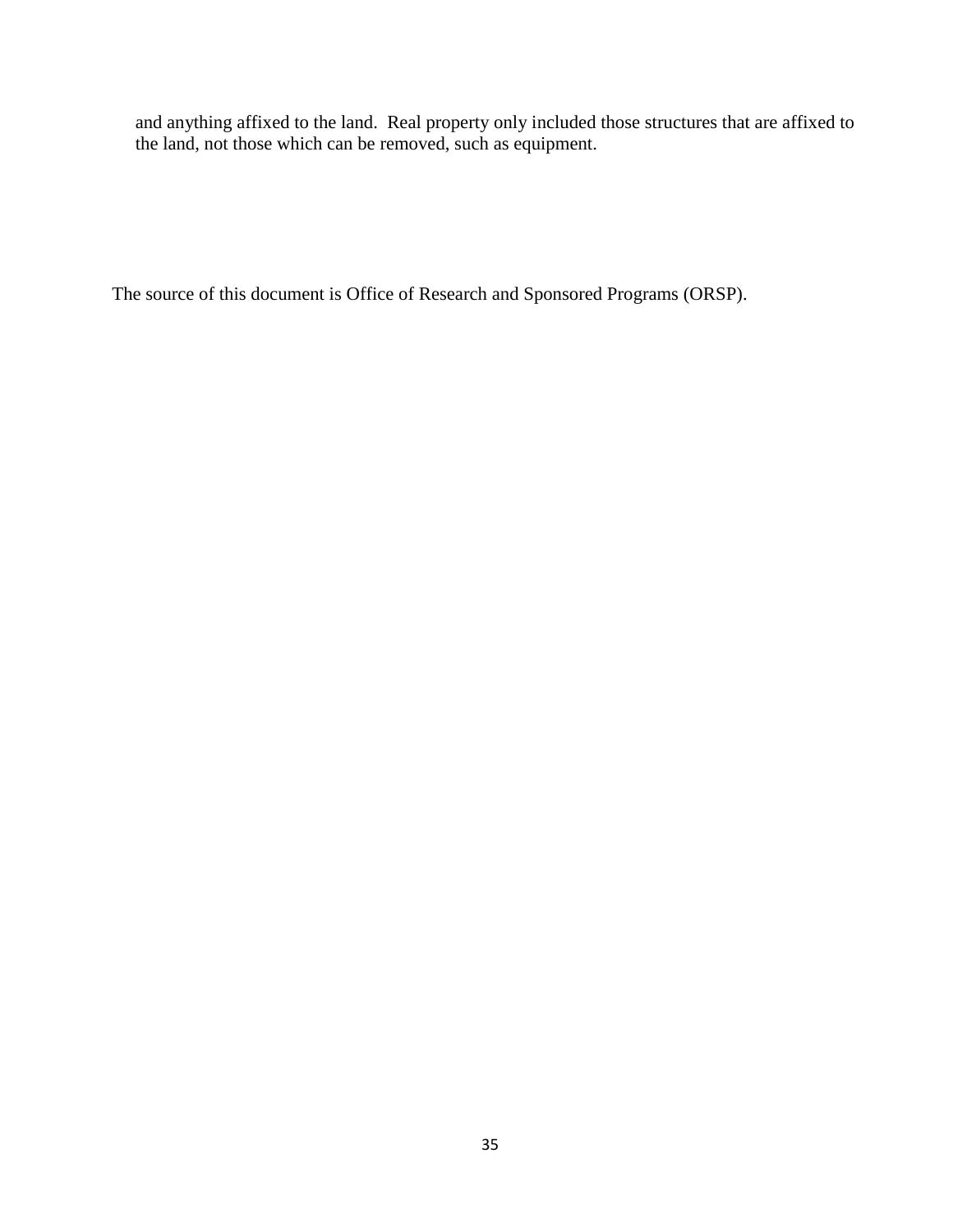and anything affixed to the land. Real property only included those structures that are affixed to the land, not those which can be removed, such as equipment.

The source of this document is Office of Research and Sponsored Programs (ORSP).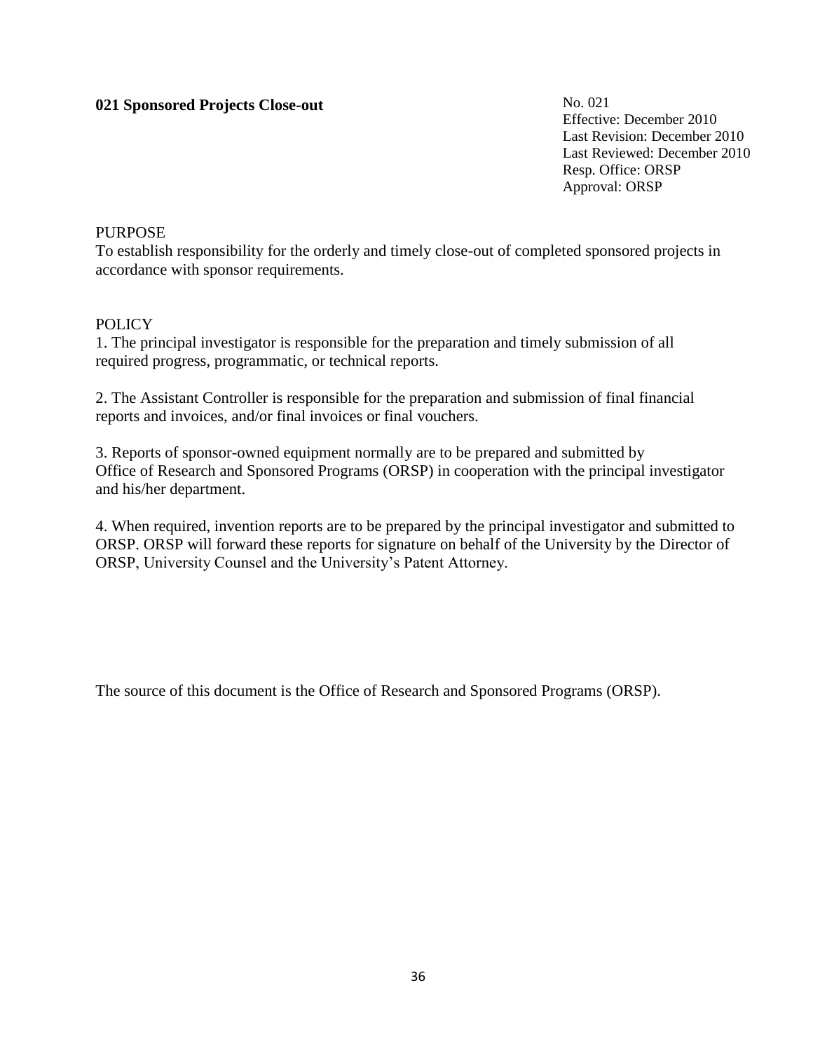## 021 Sponsored Projects Close-out

No. 021
Effective: December 2010
Last Revision: December 2010
Last Reviewed: December 2010
Resp. Office: ORSP
Approval: ORSP

PURPOSE

To establish responsibility for the orderly and timely close-out of completed sponsored projects in accordance with sponsor requirements.

POLICY

1. The principal investigator is responsible for the preparation and timely submission of all required progress, programmatic, or technical reports.

2. The Assistant Controller is responsible for the preparation and submission of final financial reports and invoices, and/or final invoices or final vouchers.

3. Reports of sponsor-owned equipment normally are to be prepared and submitted by Office of Research and Sponsored Programs (ORSP) in cooperation with the principal investigator and his/her department.

4. When required, invention reports are to be prepared by the principal investigator and submitted to ORSP. ORSP will forward these reports for signature on behalf of the University by the Director of ORSP, University Counsel and the University's Patent Attorney.

The source of this document is the Office of Research and Sponsored Programs (ORSP).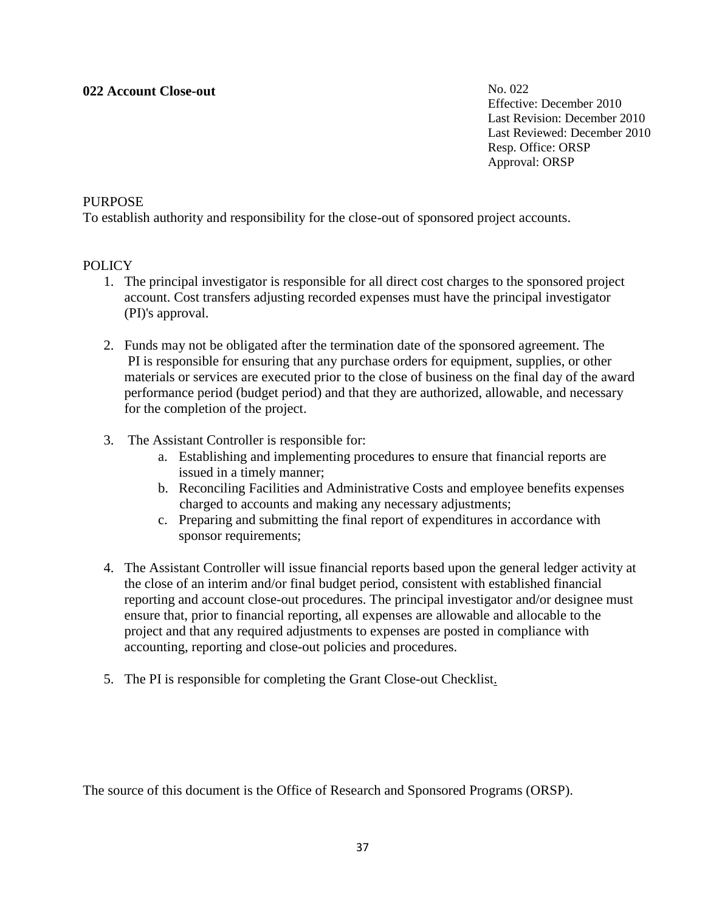**022 Account Close-out**

No. 022
Effective: December 2010
Last Revision: December 2010
Last Reviewed: December 2010
Resp. Office: ORSP
Approval: ORSP

PURPOSE

To establish authority and responsibility for the close-out of sponsored project accounts.

POLICY

1. The principal investigator is responsible for all direct cost charges to the sponsored project account. Cost transfers adjusting recorded expenses must have the principal investigator (PI)'s approval.

2. Funds may not be obligated after the termination date of the sponsored agreement. The PI is responsible for ensuring that any purchase orders for equipment, supplies, or other materials or services are executed prior to the close of business on the final day of the award performance period (budget period) and that they are authorized, allowable, and necessary for the completion of the project.

3. The Assistant Controller is responsible for:
   a. Establishing and implementing procedures to ensure that financial reports are issued in a timely manner;
   b. Reconciling Facilities and Administrative Costs and employee benefits expenses charged to accounts and making any necessary adjustments;
   c. Preparing and submitting the final report of expenditures in accordance with sponsor requirements;

4. The Assistant Controller will issue financial reports based upon the general ledger activity at the close of an interim and/or final budget period, consistent with established financial reporting and account close-out procedures. The principal investigator and/or designee must ensure that, prior to financial reporting, all expenses are allowable and allocable to the project and that any required adjustments to expenses are posted in compliance with accounting, reporting and close-out policies and procedures.

5. The PI is responsible for completing the Grant Close-out Checklist.

The source of this document is the Office of Research and Sponsored Programs (ORSP).